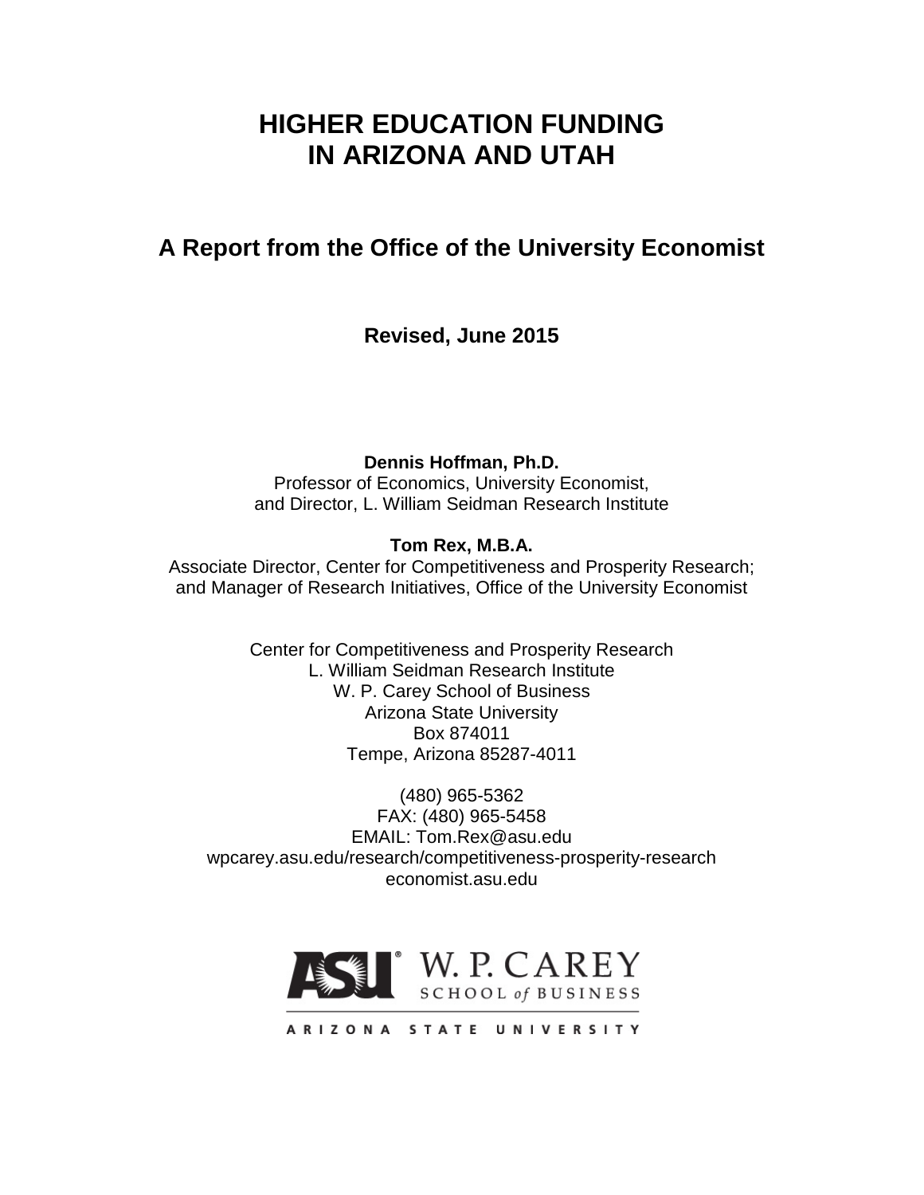# HIGHER EDUCATION FUNDING IN ARIZONA AND UTAH

## A Report from the Office of the University Economist

**Revised, June 2015**

**Dennis Hoffman, Ph.D.**
Professor of Economics, University Economist,
and Director, L. William Seidman Research Institute

**Tom Rex, M.B.A.**
Associate Director, Center for Competitiveness and Prosperity Research;
and Manager of Research Initiatives, Office of the University Economist

Center for Competitiveness and Prosperity Research
L. William Seidman Research Institute
W. P. Carey School of Business
Arizona State University
Box 874011
Tempe, Arizona 85287-4011

(480) 965-5362
FAX: (480) 965-5458
EMAIL: Tom.Rex@asu.edu
wpcarey.asu.edu/research/competitiveness-prosperity-research
economist.asu.edu

ASU W. P. CAREY SCHOOL of BUSINESS
ARIZONA STATE UNIVERSITY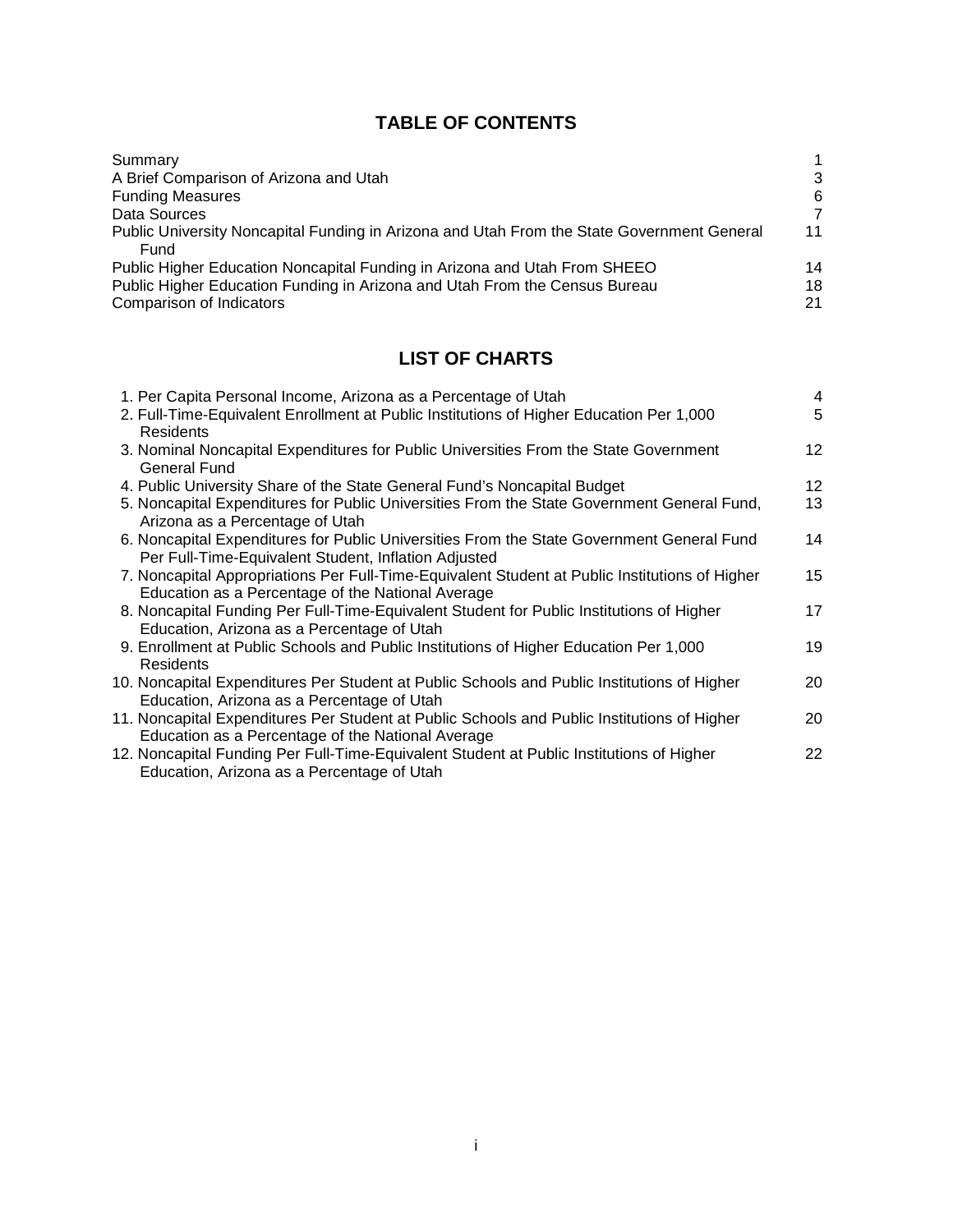## TABLE OF CONTENTS

| | |
|---|---|
| Summary | 1 |
| A Brief Comparison of Arizona and Utah | 3 |
| Funding Measures | 6 |
| Data Sources | 7 |
| Public University Noncapital Funding in Arizona and Utah From the State Government General Fund | 11 |
| Public Higher Education Noncapital Funding in Arizona and Utah From SHEEO | 14 |
| Public Higher Education Funding in Arizona and Utah From the Census Bureau | 18 |
| Comparison of Indicators | 21 |

## LIST OF CHARTS

| | |
|---|---|
| 1. Per Capita Personal Income, Arizona as a Percentage of Utah | 4 |
| 2. Full-Time-Equivalent Enrollment at Public Institutions of Higher Education Per 1,000 Residents | 5 |
| 3. Nominal Noncapital Expenditures for Public Universities From the State Government General Fund | 12 |
| 4. Public University Share of the State General Fund's Noncapital Budget | 12 |
| 5. Noncapital Expenditures for Public Universities From the State Government General Fund, Arizona as a Percentage of Utah | 13 |
| 6. Noncapital Expenditures for Public Universities From the State Government General Fund Per Full-Time-Equivalent Student, Inflation Adjusted | 14 |
| 7. Noncapital Appropriations Per Full-Time-Equivalent Student at Public Institutions of Higher Education as a Percentage of the National Average | 15 |
| 8. Noncapital Funding Per Full-Time-Equivalent Student for Public Institutions of Higher Education, Arizona as a Percentage of Utah | 17 |
| 9. Enrollment at Public Schools and Public Institutions of Higher Education Per 1,000 Residents | 19 |
| 10. Noncapital Expenditures Per Student at Public Schools and Public Institutions of Higher Education, Arizona as a Percentage of Utah | 20 |
| 11. Noncapital Expenditures Per Student at Public Schools and Public Institutions of Higher Education as a Percentage of the National Average | 20 |
| 12. Noncapital Funding Per Full-Time-Equivalent Student at Public Institutions of Higher Education, Arizona as a Percentage of Utah | 22 |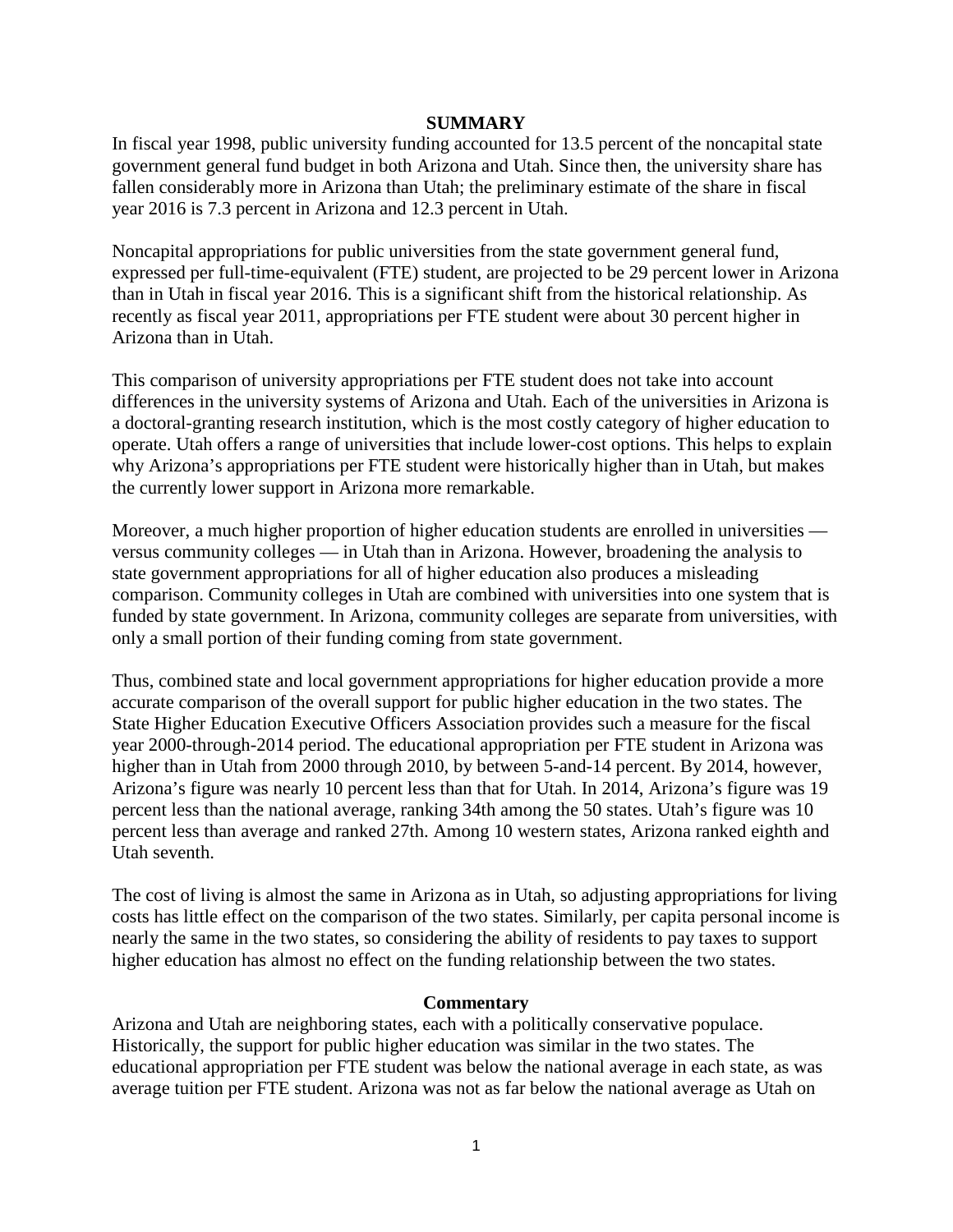## SUMMARY

In fiscal year 1998, public university funding accounted for 13.5 percent of the noncapital state government general fund budget in both Arizona and Utah. Since then, the university share has fallen considerably more in Arizona than Utah; the preliminary estimate of the share in fiscal year 2016 is 7.3 percent in Arizona and 12.3 percent in Utah.

Noncapital appropriations for public universities from the state government general fund, expressed per full-time-equivalent (FTE) student, are projected to be 29 percent lower in Arizona than in Utah in fiscal year 2016. This is a significant shift from the historical relationship. As recently as fiscal year 2011, appropriations per FTE student were about 30 percent higher in Arizona than in Utah.

This comparison of university appropriations per FTE student does not take into account differences in the university systems of Arizona and Utah. Each of the universities in Arizona is a doctoral-granting research institution, which is the most costly category of higher education to operate. Utah offers a range of universities that include lower-cost options. This helps to explain why Arizona's appropriations per FTE student were historically higher than in Utah, but makes the currently lower support in Arizona more remarkable.

Moreover, a much higher proportion of higher education students are enrolled in universities — versus community colleges — in Utah than in Arizona. However, broadening the analysis to state government appropriations for all of higher education also produces a misleading comparison. Community colleges in Utah are combined with universities into one system that is funded by state government. In Arizona, community colleges are separate from universities, with only a small portion of their funding coming from state government.

Thus, combined state and local government appropriations for higher education provide a more accurate comparison of the overall support for public higher education in the two states. The State Higher Education Executive Officers Association provides such a measure for the fiscal year 2000-through-2014 period. The educational appropriation per FTE student in Arizona was higher than in Utah from 2000 through 2010, by between 5-and-14 percent. By 2014, however, Arizona's figure was nearly 10 percent less than that for Utah. In 2014, Arizona's figure was 19 percent less than the national average, ranking 34th among the 50 states. Utah's figure was 10 percent less than average and ranked 27th. Among 10 western states, Arizona ranked eighth and Utah seventh.

The cost of living is almost the same in Arizona as in Utah, so adjusting appropriations for living costs has little effect on the comparison of the two states. Similarly, per capita personal income is nearly the same in the two states, so considering the ability of residents to pay taxes to support higher education has almost no effect on the funding relationship between the two states.

## Commentary

Arizona and Utah are neighboring states, each with a politically conservative populace. Historically, the support for public higher education was similar in the two states. The educational appropriation per FTE student was below the national average in each state, as was average tuition per FTE student. Arizona was not as far below the national average as Utah on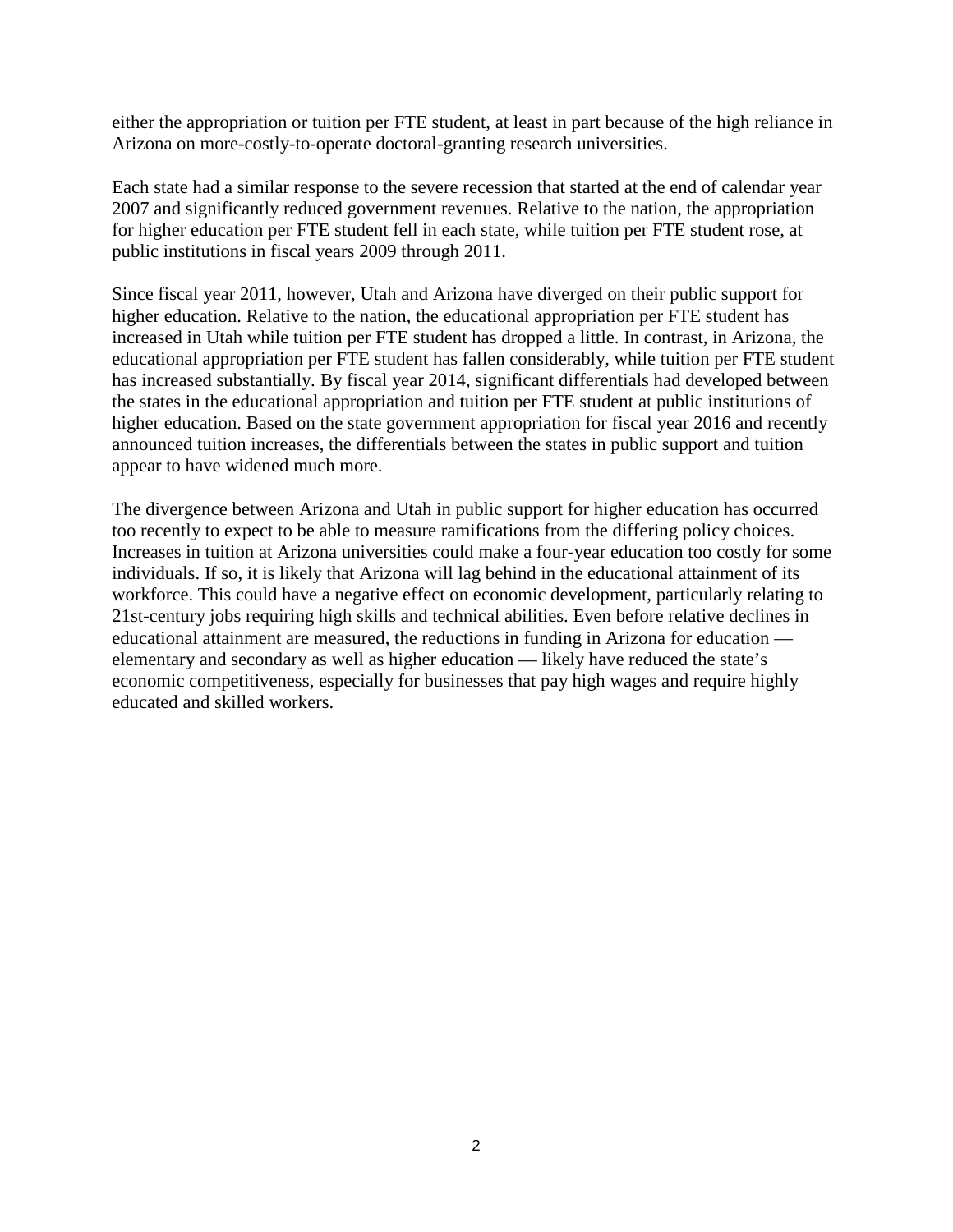either the appropriation or tuition per FTE student, at least in part because of the high reliance in Arizona on more-costly-to-operate doctoral-granting research universities.

Each state had a similar response to the severe recession that started at the end of calendar year 2007 and significantly reduced government revenues. Relative to the nation, the appropriation for higher education per FTE student fell in each state, while tuition per FTE student rose, at public institutions in fiscal years 2009 through 2011.

Since fiscal year 2011, however, Utah and Arizona have diverged on their public support for higher education. Relative to the nation, the educational appropriation per FTE student has increased in Utah while tuition per FTE student has dropped a little. In contrast, in Arizona, the educational appropriation per FTE student has fallen considerably, while tuition per FTE student has increased substantially. By fiscal year 2014, significant differentials had developed between the states in the educational appropriation and tuition per FTE student at public institutions of higher education. Based on the state government appropriation for fiscal year 2016 and recently announced tuition increases, the differentials between the states in public support and tuition appear to have widened much more.

The divergence between Arizona and Utah in public support for higher education has occurred too recently to expect to be able to measure ramifications from the differing policy choices. Increases in tuition at Arizona universities could make a four-year education too costly for some individuals. If so, it is likely that Arizona will lag behind in the educational attainment of its workforce. This could have a negative effect on economic development, particularly relating to 21st-century jobs requiring high skills and technical abilities. Even before relative declines in educational attainment are measured, the reductions in funding in Arizona for education — elementary and secondary as well as higher education — likely have reduced the state's economic competitiveness, especially for businesses that pay high wages and require highly educated and skilled workers.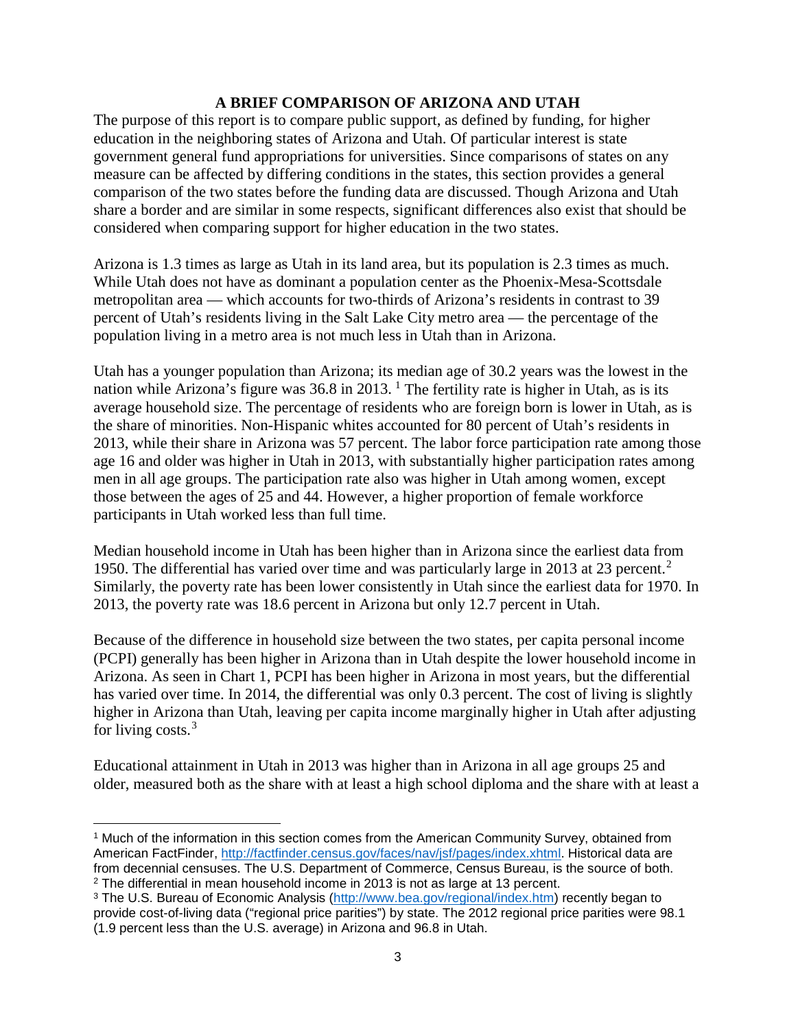## A BRIEF COMPARISON OF ARIZONA AND UTAH

The purpose of this report is to compare public support, as defined by funding, for higher education in the neighboring states of Arizona and Utah. Of particular interest is state government general fund appropriations for universities. Since comparisons of states on any measure can be affected by differing conditions in the states, this section provides a general comparison of the two states before the funding data are discussed. Though Arizona and Utah share a border and are similar in some respects, significant differences also exist that should be considered when comparing support for higher education in the two states.

Arizona is 1.3 times as large as Utah in its land area, but its population is 2.3 times as much. While Utah does not have as dominant a population center as the Phoenix-Mesa-Scottsdale metropolitan area — which accounts for two-thirds of Arizona's residents in contrast to 39 percent of Utah's residents living in the Salt Lake City metro area — the percentage of the population living in a metro area is not much less in Utah than in Arizona.

Utah has a younger population than Arizona; its median age of 30.2 years was the lowest in the nation while Arizona's figure was 36.8 in 2013. [1] The fertility rate is higher in Utah, as is its average household size. The percentage of residents who are foreign born is lower in Utah, as is the share of minorities. Non-Hispanic whites accounted for 80 percent of Utah's residents in 2013, while their share in Arizona was 57 percent. The labor force participation rate among those age 16 and older was higher in Utah in 2013, with substantially higher participation rates among men in all age groups. The participation rate also was higher in Utah among women, except those between the ages of 25 and 44. However, a higher proportion of female workforce participants in Utah worked less than full time.

Median household income in Utah has been higher than in Arizona since the earliest data from 1950. The differential has varied over time and was particularly large in 2013 at 23 percent.[2] Similarly, the poverty rate has been lower consistently in Utah since the earliest data for 1970. In 2013, the poverty rate was 18.6 percent in Arizona but only 12.7 percent in Utah.

Because of the difference in household size between the two states, per capita personal income (PCPI) generally has been higher in Arizona than in Utah despite the lower household income in Arizona. As seen in Chart 1, PCPI has been higher in Arizona in most years, but the differential has varied over time. In 2014, the differential was only 0.3 percent. The cost of living is slightly higher in Arizona than Utah, leaving per capita income marginally higher in Utah after adjusting for living costs.[3]

Educational attainment in Utah in 2013 was higher than in Arizona in all age groups 25 and older, measured both as the share with at least a high school diploma and the share with at least a

---

[1] Much of the information in this section comes from the American Community Survey, obtained from American FactFinder, http://factfinder.census.gov/faces/nav/jsf/pages/index.xhtml. Historical data are from decennial censuses. The U.S. Department of Commerce, Census Bureau, is the source of both.

[2] The differential in mean household income in 2013 is not as large at 13 percent.

[3] The U.S. Bureau of Economic Analysis (http://www.bea.gov/regional/index.htm) recently began to provide cost-of-living data ("regional price parities") by state. The 2012 regional price parities were 98.1 (1.9 percent less than the U.S. average) in Arizona and 96.8 in Utah.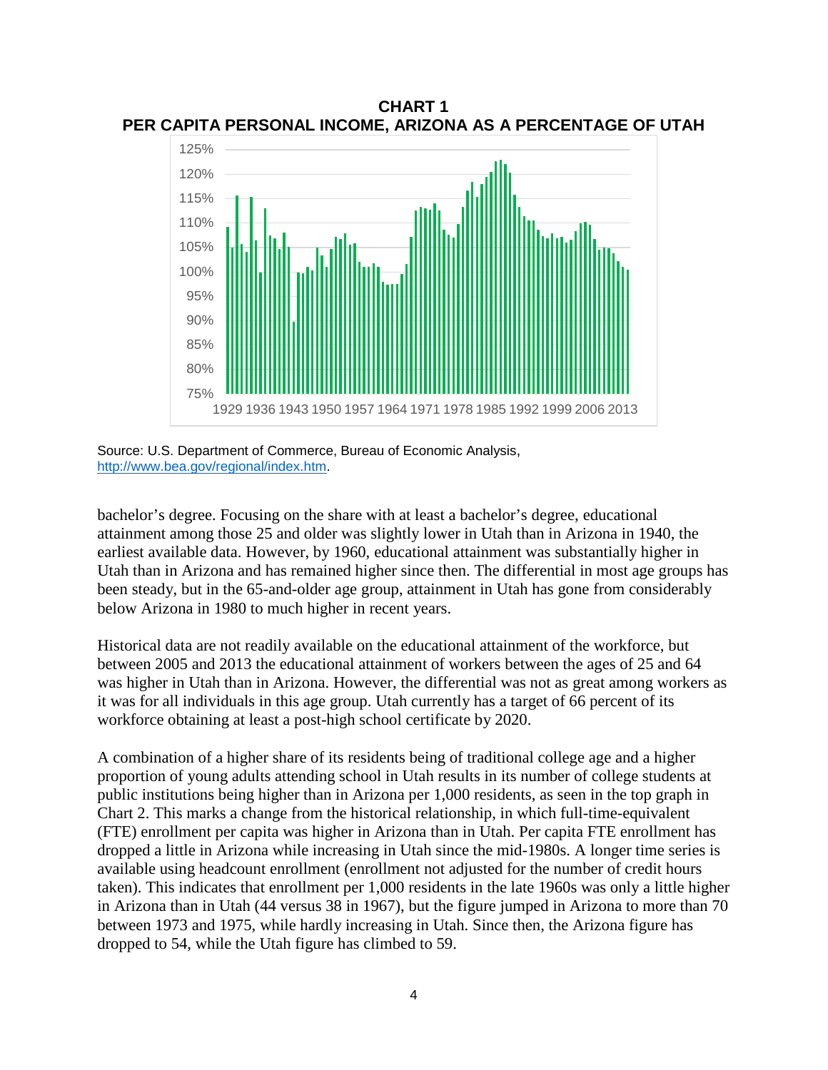**CHART 1**
**PER CAPITA PERSONAL INCOME, ARIZONA AS A PERCENTAGE OF UTAH**

125%
120%
115%
110%
105%
100%
95%
90%
85%
80%
75%

1929 1936 1943 1950 1957 1964 1971 1978 1985 1992 1999 2006 2013

Source: U.S. Department of Commerce, Bureau of Economic Analysis, http://www.bea.gov/regional/index.htm.

bachelor's degree. Focusing on the share with at least a bachelor's degree, educational attainment among those 25 and older was slightly lower in Utah than in Arizona in 1940, the earliest available data. However, by 1960, educational attainment was substantially higher in Utah than in Arizona and has remained higher since then. The differential in most age groups has been steady, but in the 65-and-older age group, attainment in Utah has gone from considerably below Arizona in 1980 to much higher in recent years.

Historical data are not readily available on the educational attainment of the workforce, but between 2005 and 2013 the educational attainment of workers between the ages of 25 and 64 was higher in Utah than in Arizona. However, the differential was not as great among workers as it was for all individuals in this age group. Utah currently has a target of 66 percent of its workforce obtaining at least a post-high school certificate by 2020.

A combination of a higher share of its residents being of traditional college age and a higher proportion of young adults attending school in Utah results in its number of college students at public institutions being higher than in Arizona per 1,000 residents, as seen in the top graph in Chart 2. This marks a change from the historical relationship, in which full-time-equivalent (FTE) enrollment per capita was higher in Arizona than in Utah. Per capita FTE enrollment has dropped a little in Arizona while increasing in Utah since the mid-1980s. A longer time series is available using headcount enrollment (enrollment not adjusted for the number of credit hours taken). This indicates that enrollment per 1,000 residents in the late 1960s was only a little higher in Arizona than in Utah (44 versus 38 in 1967), but the figure jumped in Arizona to more than 70 between 1973 and 1975, while hardly increasing in Utah. Since then, the Arizona figure has dropped to 54, while the Utah figure has climbed to 59.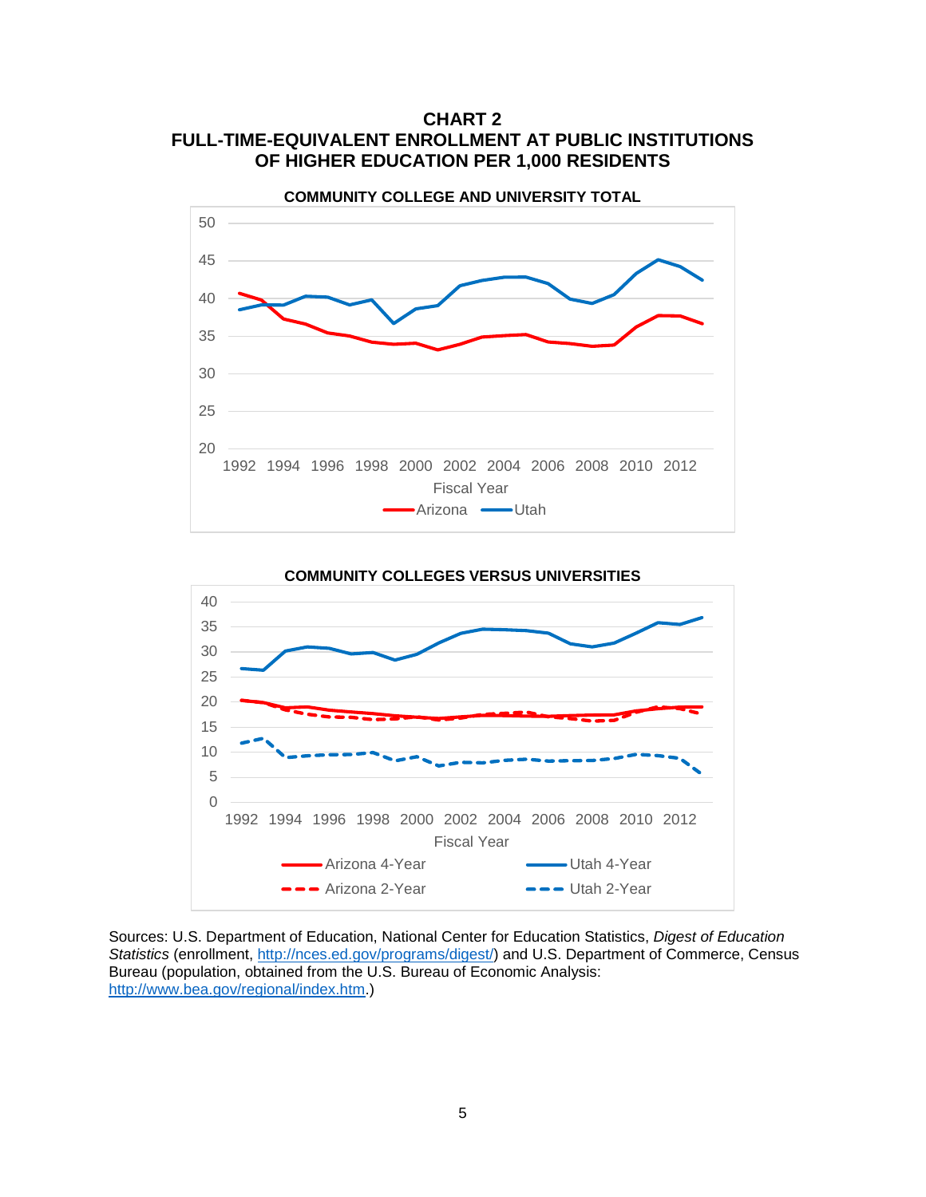# CHART 2
# FULL-TIME-EQUIVALENT ENROLLMENT AT PUBLIC INSTITUTIONS OF HIGHER EDUCATION PER 1,000 RESIDENTS

**COMMUNITY COLLEGE AND UNIVERSITY TOTAL**

50
45
40
35
30
25
20

1992 1994 1996 1998 2000 2002 2004 2006 2008 2010 2012

Fiscal Year

Arizona  Utah

**COMMUNITY COLLEGES VERSUS UNIVERSITIES**

40
35
30
25
20
15
10
5
0

1992 1994 1996 1998 2000 2002 2004 2006 2008 2010 2012

Fiscal Year

Arizona 4-Year  Utah 4-Year
Arizona 2-Year  Utah 2-Year

Sources: U.S. Department of Education, National Center for Education Statistics, *Digest of Education Statistics* (enrollment, http://nces.ed.gov/programs/digest/) and U.S. Department of Commerce, Census Bureau (population, obtained from the U.S. Bureau of Economic Analysis: http://www.bea.gov/regional/index.htm.)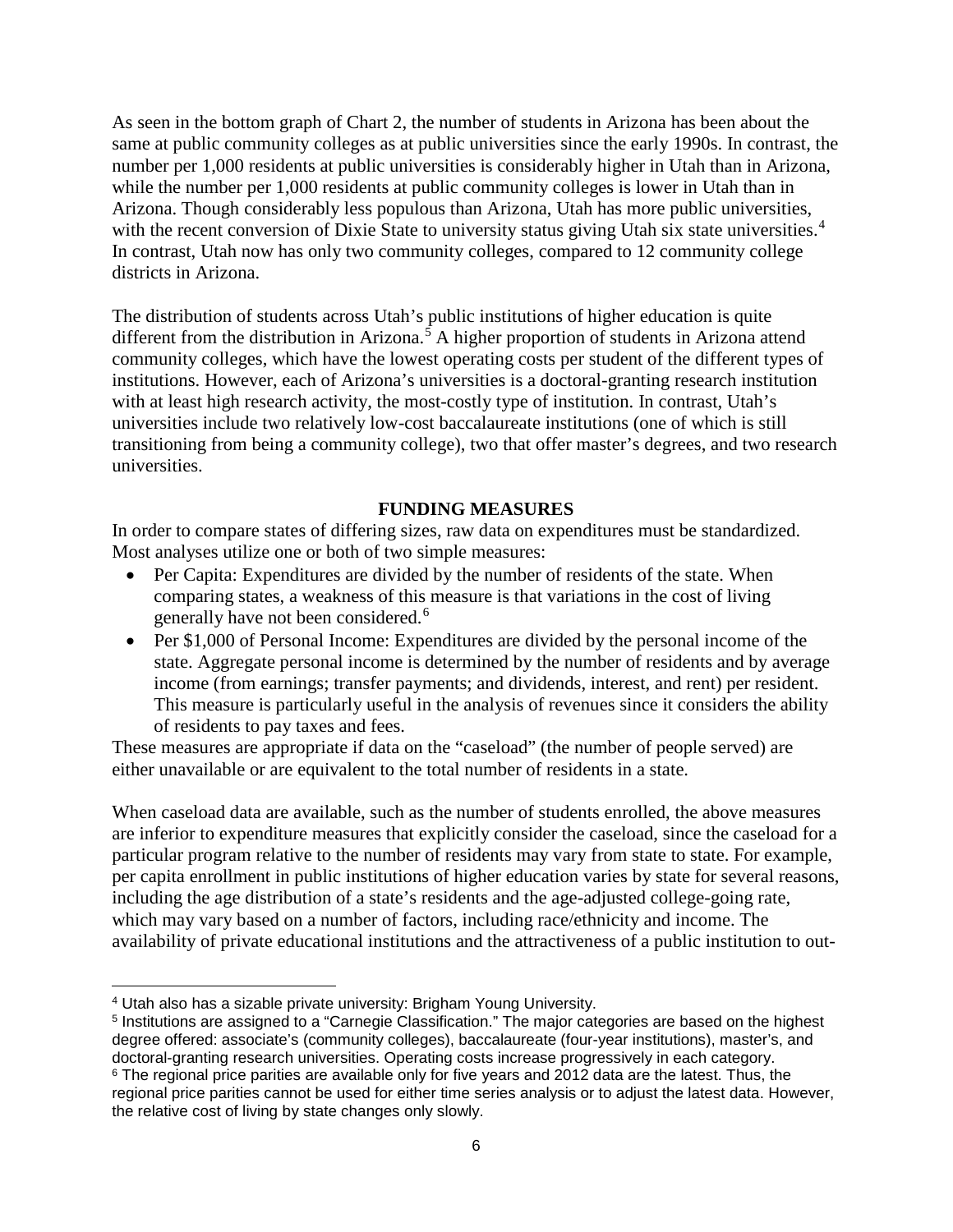As seen in the bottom graph of Chart 2, the number of students in Arizona has been about the same at public community colleges as at public universities since the early 1990s. In contrast, the number per 1,000 residents at public universities is considerably higher in Utah than in Arizona, while the number per 1,000 residents at public community colleges is lower in Utah than in Arizona. Though considerably less populous than Arizona, Utah has more public universities, with the recent conversion of Dixie State to university status giving Utah six state universities.[4] In contrast, Utah now has only two community colleges, compared to 12 community college districts in Arizona.

The distribution of students across Utah's public institutions of higher education is quite different from the distribution in Arizona.[5] A higher proportion of students in Arizona attend community colleges, which have the lowest operating costs per student of the different types of institutions. However, each of Arizona's universities is a doctoral-granting research institution with at least high research activity, the most-costly type of institution. In contrast, Utah's universities include two relatively low-cost baccalaureate institutions (one of which is still transitioning from being a community college), two that offer master's degrees, and two research universities.

## FUNDING MEASURES

In order to compare states of differing sizes, raw data on expenditures must be standardized. Most analyses utilize one or both of two simple measures:

- Per Capita: Expenditures are divided by the number of residents of the state. When comparing states, a weakness of this measure is that variations in the cost of living generally have not been considered.[6]
- Per $1,000 of Personal Income: Expenditures are divided by the personal income of the state. Aggregate personal income is determined by the number of residents and by average income (from earnings; transfer payments; and dividends, interest, and rent) per resident. This measure is particularly useful in the analysis of revenues since it considers the ability of residents to pay taxes and fees.

These measures are appropriate if data on the "caseload" (the number of people served) are either unavailable or are equivalent to the total number of residents in a state.

When caseload data are available, such as the number of students enrolled, the above measures are inferior to expenditure measures that explicitly consider the caseload, since the caseload for a particular program relative to the number of residents may vary from state to state. For example, per capita enrollment in public institutions of higher education varies by state for several reasons, including the age distribution of a state's residents and the age-adjusted college-going rate, which may vary based on a number of factors, including race/ethnicity and income. The availability of private educational institutions and the attractiveness of a public institution to out-

---

[4] Utah also has a sizable private university: Brigham Young University.

[5] Institutions are assigned to a "Carnegie Classification." The major categories are based on the highest degree offered: associate's (community colleges), baccalaureate (four-year institutions), master's, and doctoral-granting research universities. Operating costs increase progressively in each category.

[6] The regional price parities are available only for five years and 2012 data are the latest. Thus, the regional price parities cannot be used for either time series analysis or to adjust the latest data. However, the relative cost of living by state changes only slowly.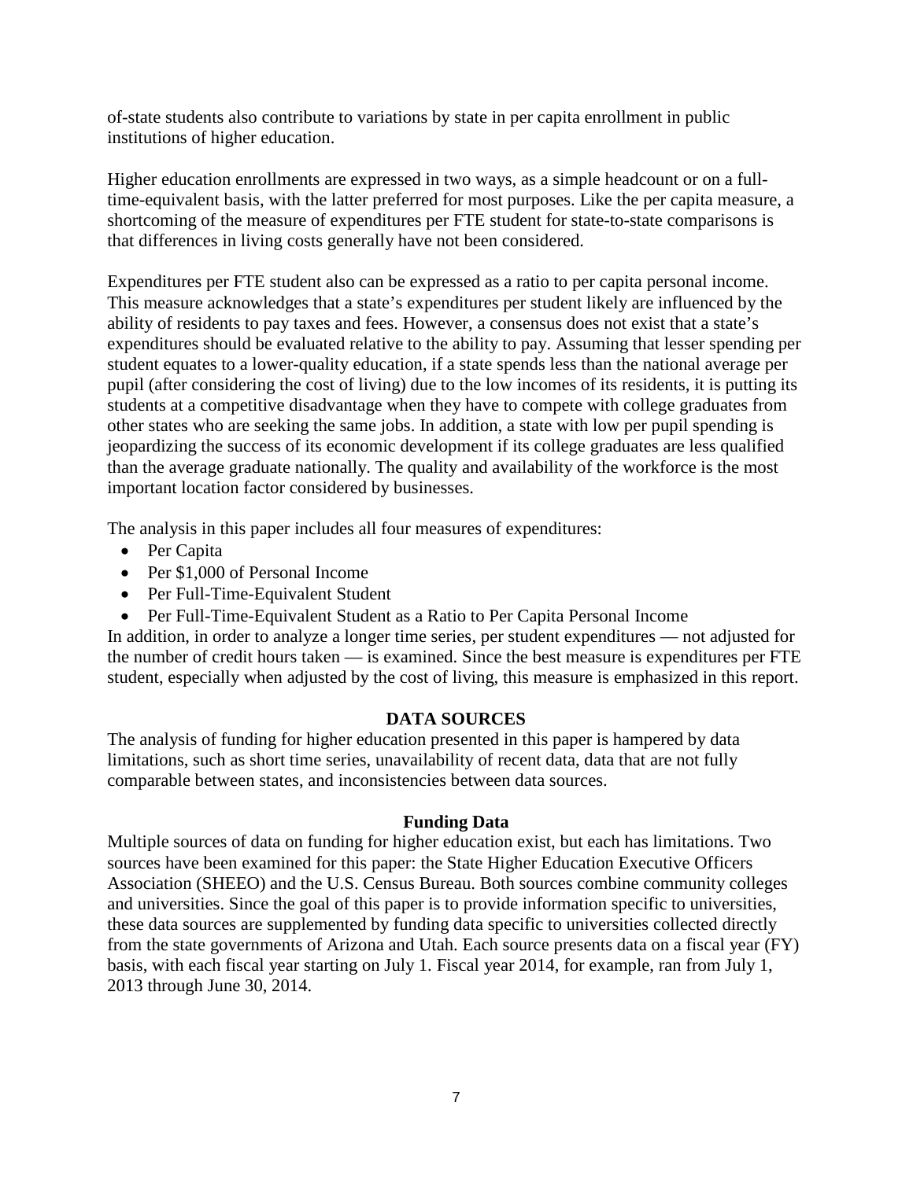of-state students also contribute to variations by state in per capita enrollment in public institutions of higher education.

Higher education enrollments are expressed in two ways, as a simple headcount or on a full-time-equivalent basis, with the latter preferred for most purposes. Like the per capita measure, a shortcoming of the measure of expenditures per FTE student for state-to-state comparisons is that differences in living costs generally have not been considered.

Expenditures per FTE student also can be expressed as a ratio to per capita personal income. This measure acknowledges that a state's expenditures per student likely are influenced by the ability of residents to pay taxes and fees. However, a consensus does not exist that a state's expenditures should be evaluated relative to the ability to pay. Assuming that lesser spending per student equates to a lower-quality education, if a state spends less than the national average per pupil (after considering the cost of living) due to the low incomes of its residents, it is putting its students at a competitive disadvantage when they have to compete with college graduates from other states who are seeking the same jobs. In addition, a state with low per pupil spending is jeopardizing the success of its economic development if its college graduates are less qualified than the average graduate nationally. The quality and availability of the workforce is the most important location factor considered by businesses.

The analysis in this paper includes all four measures of expenditures:

- Per Capita
- Per $1,000 of Personal Income
- Per Full-Time-Equivalent Student
- Per Full-Time-Equivalent Student as a Ratio to Per Capita Personal Income

In addition, in order to analyze a longer time series, per student expenditures — not adjusted for the number of credit hours taken — is examined. Since the best measure is expenditures per FTE student, especially when adjusted by the cost of living, this measure is emphasized in this report.

## DATA SOURCES

The analysis of funding for higher education presented in this paper is hampered by data limitations, such as short time series, unavailability of recent data, data that are not fully comparable between states, and inconsistencies between data sources.

### Funding Data

Multiple sources of data on funding for higher education exist, but each has limitations. Two sources have been examined for this paper: the State Higher Education Executive Officers Association (SHEEO) and the U.S. Census Bureau. Both sources combine community colleges and universities. Since the goal of this paper is to provide information specific to universities, these data sources are supplemented by funding data specific to universities collected directly from the state governments of Arizona and Utah. Each source presents data on a fiscal year (FY) basis, with each fiscal year starting on July 1. Fiscal year 2014, for example, ran from July 1, 2013 through June 30, 2014.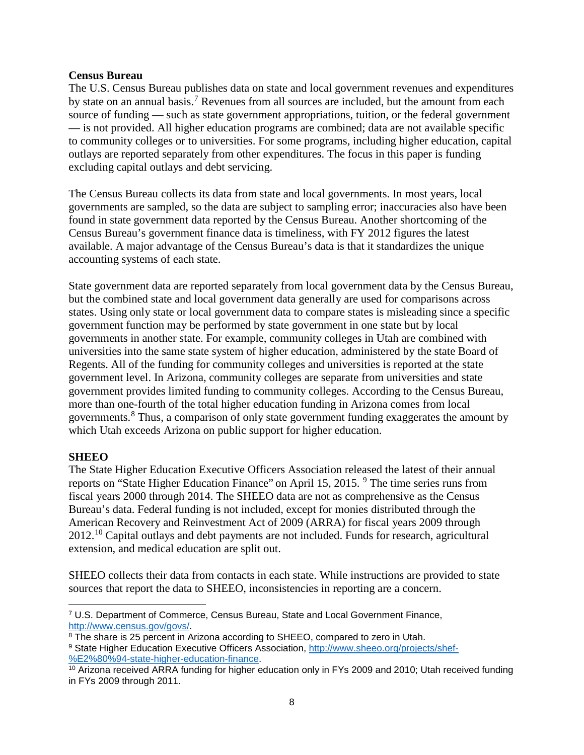**Census Bureau**

The U.S. Census Bureau publishes data on state and local government revenues and expenditures by state on an annual basis.[7] Revenues from all sources are included, but the amount from each source of funding — such as state government appropriations, tuition, or the federal government — is not provided. All higher education programs are combined; data are not available specific to community colleges or to universities. For some programs, including higher education, capital outlays are reported separately from other expenditures. The focus in this paper is funding excluding capital outlays and debt servicing.

The Census Bureau collects its data from state and local governments. In most years, local governments are sampled, so the data are subject to sampling error; inaccuracies also have been found in state government data reported by the Census Bureau. Another shortcoming of the Census Bureau's government finance data is timeliness, with FY 2012 figures the latest available. A major advantage of the Census Bureau's data is that it standardizes the unique accounting systems of each state.

State government data are reported separately from local government data by the Census Bureau, but the combined state and local government data generally are used for comparisons across states. Using only state or local government data to compare states is misleading since a specific government function may be performed by state government in one state but by local governments in another state. For example, community colleges in Utah are combined with universities into the same state system of higher education, administered by the state Board of Regents. All of the funding for community colleges and universities is reported at the state government level. In Arizona, community colleges are separate from universities and state government provides limited funding to community colleges. According to the Census Bureau, more than one-fourth of the total higher education funding in Arizona comes from local governments.[8] Thus, a comparison of only state government funding exaggerates the amount by which Utah exceeds Arizona on public support for higher education.

**SHEEO**

The State Higher Education Executive Officers Association released the latest of their annual reports on "State Higher Education Finance" on April 15, 2015. [9] The time series runs from fiscal years 2000 through 2014. The SHEEO data are not as comprehensive as the Census Bureau's data. Federal funding is not included, except for monies distributed through the American Recovery and Reinvestment Act of 2009 (ARRA) for fiscal years 2009 through 2012.[10] Capital outlays and debt payments are not included. Funds for research, agricultural extension, and medical education are split out.

SHEEO collects their data from contacts in each state. While instructions are provided to state sources that report the data to SHEEO, inconsistencies in reporting are a concern.

---

[7] U.S. Department of Commerce, Census Bureau, State and Local Government Finance, http://www.census.gov/govs/.

[8] The share is 25 percent in Arizona according to SHEEO, compared to zero in Utah.

[9] State Higher Education Executive Officers Association, http://www.sheeo.org/projects/shef-%E2%80%94-state-higher-education-finance.

[10] Arizona received ARRA funding for higher education only in FYs 2009 and 2010; Utah received funding in FYs 2009 through 2011.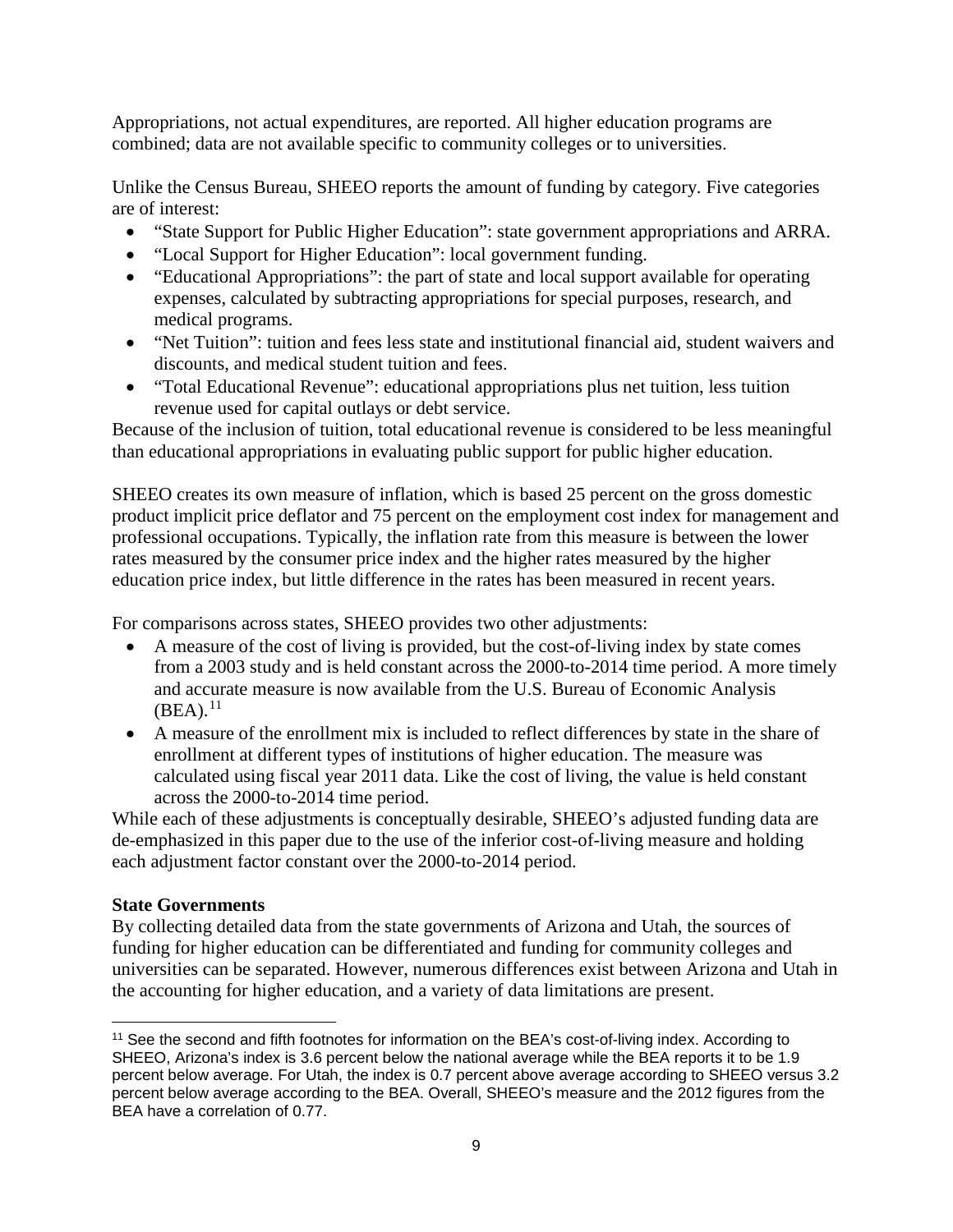Appropriations, not actual expenditures, are reported. All higher education programs are combined; data are not available specific to community colleges or to universities.

Unlike the Census Bureau, SHEEO reports the amount of funding by category. Five categories are of interest:

- "State Support for Public Higher Education": state government appropriations and ARRA.
- "Local Support for Higher Education": local government funding.
- "Educational Appropriations": the part of state and local support available for operating expenses, calculated by subtracting appropriations for special purposes, research, and medical programs.
- "Net Tuition": tuition and fees less state and institutional financial aid, student waivers and discounts, and medical student tuition and fees.
- "Total Educational Revenue": educational appropriations plus net tuition, less tuition revenue used for capital outlays or debt service.

Because of the inclusion of tuition, total educational revenue is considered to be less meaningful than educational appropriations in evaluating public support for public higher education.

SHEEO creates its own measure of inflation, which is based 25 percent on the gross domestic product implicit price deflator and 75 percent on the employment cost index for management and professional occupations. Typically, the inflation rate from this measure is between the lower rates measured by the consumer price index and the higher rates measured by the higher education price index, but little difference in the rates has been measured in recent years.

For comparisons across states, SHEEO provides two other adjustments:

- A measure of the cost of living is provided, but the cost-of-living index by state comes from a 2003 study and is held constant across the 2000-to-2014 time period. A more timely and accurate measure is now available from the U.S. Bureau of Economic Analysis (BEA).[11]
- A measure of the enrollment mix is included to reflect differences by state in the share of enrollment at different types of institutions of higher education. The measure was calculated using fiscal year 2011 data. Like the cost of living, the value is held constant across the 2000-to-2014 time period.

While each of these adjustments is conceptually desirable, SHEEO's adjusted funding data are de-emphasized in this paper due to the use of the inferior cost-of-living measure and holding each adjustment factor constant over the 2000-to-2014 period.

**State Governments**

By collecting detailed data from the state governments of Arizona and Utah, the sources of funding for higher education can be differentiated and funding for community colleges and universities can be separated. However, numerous differences exist between Arizona and Utah in the accounting for higher education, and a variety of data limitations are present.

[11] See the second and fifth footnotes for information on the BEA's cost-of-living index. According to SHEEO, Arizona's index is 3.6 percent below the national average while the BEA reports it to be 1.9 percent below average. For Utah, the index is 0.7 percent above average according to SHEEO versus 3.2 percent below average according to the BEA. Overall, SHEEO's measure and the 2012 figures from the BEA have a correlation of 0.77.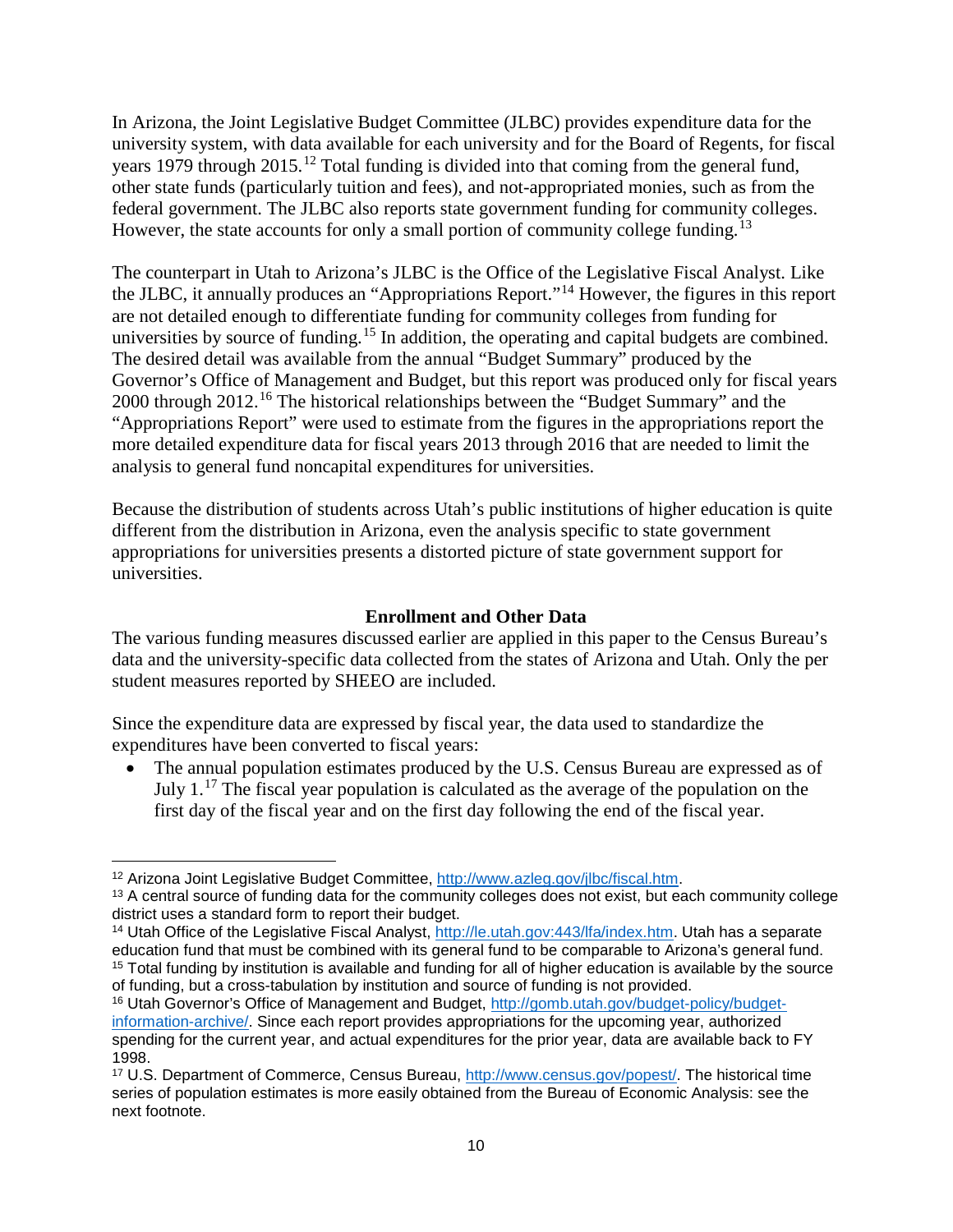In Arizona, the Joint Legislative Budget Committee (JLBC) provides expenditure data for the university system, with data available for each university and for the Board of Regents, for fiscal years 1979 through 2015.[12] Total funding is divided into that coming from the general fund, other state funds (particularly tuition and fees), and not-appropriated monies, such as from the federal government. The JLBC also reports state government funding for community colleges. However, the state accounts for only a small portion of community college funding.[13]

The counterpart in Utah to Arizona's JLBC is the Office of the Legislative Fiscal Analyst. Like the JLBC, it annually produces an "Appropriations Report."[14] However, the figures in this report are not detailed enough to differentiate funding for community colleges from funding for universities by source of funding.[15] In addition, the operating and capital budgets are combined. The desired detail was available from the annual "Budget Summary" produced by the Governor's Office of Management and Budget, but this report was produced only for fiscal years 2000 through 2012.[16] The historical relationships between the "Budget Summary" and the "Appropriations Report" were used to estimate from the figures in the appropriations report the more detailed expenditure data for fiscal years 2013 through 2016 that are needed to limit the analysis to general fund noncapital expenditures for universities.

Because the distribution of students across Utah's public institutions of higher education is quite different from the distribution in Arizona, even the analysis specific to state government appropriations for universities presents a distorted picture of state government support for universities.

## Enrollment and Other Data

The various funding measures discussed earlier are applied in this paper to the Census Bureau's data and the university-specific data collected from the states of Arizona and Utah. Only the per student measures reported by SHEEO are included.

Since the expenditure data are expressed by fiscal year, the data used to standardize the expenditures have been converted to fiscal years:

- The annual population estimates produced by the U.S. Census Bureau are expressed as of July 1.[17] The fiscal year population is calculated as the average of the population on the first day of the fiscal year and on the first day following the end of the fiscal year.

---

[12] Arizona Joint Legislative Budget Committee, http://www.azleg.gov/jlbc/fiscal.htm.

[13] A central source of funding data for the community colleges does not exist, but each community college district uses a standard form to report their budget.

[14] Utah Office of the Legislative Fiscal Analyst, http://le.utah.gov:443/lfa/index.htm. Utah has a separate education fund that must be combined with its general fund to be comparable to Arizona's general fund.

[15] Total funding by institution is available and funding for all of higher education is available by the source of funding, but a cross-tabulation by institution and source of funding is not provided.

[16] Utah Governor's Office of Management and Budget, http://gomb.utah.gov/budget-policy/budget-information-archive/. Since each report provides appropriations for the upcoming year, authorized spending for the current year, and actual expenditures for the prior year, data are available back to FY 1998.

[17] U.S. Department of Commerce, Census Bureau, http://www.census.gov/popest/. The historical time series of population estimates is more easily obtained from the Bureau of Economic Analysis: see the next footnote.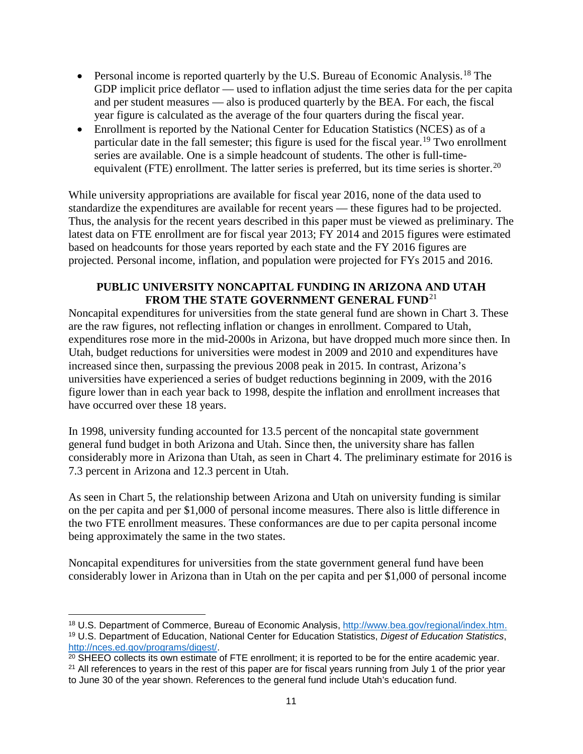- Personal income is reported quarterly by the U.S. Bureau of Economic Analysis.[18] The GDP implicit price deflator — used to inflation adjust the time series data for the per capita and per student measures — also is produced quarterly by the BEA. For each, the fiscal year figure is calculated as the average of the four quarters during the fiscal year.
- Enrollment is reported by the National Center for Education Statistics (NCES) as of a particular date in the fall semester; this figure is used for the fiscal year.[19] Two enrollment series are available. One is a simple headcount of students. The other is full-time-equivalent (FTE) enrollment. The latter series is preferred, but its time series is shorter.[20]

While university appropriations are available for fiscal year 2016, none of the data used to standardize the expenditures are available for recent years — these figures had to be projected. Thus, the analysis for the recent years described in this paper must be viewed as preliminary. The latest data on FTE enrollment are for fiscal year 2013; FY 2014 and 2015 figures were estimated based on headcounts for those years reported by each state and the FY 2016 figures are projected. Personal income, inflation, and population were projected for FYs 2015 and 2016.

## PUBLIC UNIVERSITY NONCAPITAL FUNDING IN ARIZONA AND UTAH FROM THE STATE GOVERNMENT GENERAL FUND[21]

Noncapital expenditures for universities from the state general fund are shown in Chart 3. These are the raw figures, not reflecting inflation or changes in enrollment. Compared to Utah, expenditures rose more in the mid-2000s in Arizona, but have dropped much more since then. In Utah, budget reductions for universities were modest in 2009 and 2010 and expenditures have increased since then, surpassing the previous 2008 peak in 2015. In contrast, Arizona's universities have experienced a series of budget reductions beginning in 2009, with the 2016 figure lower than in each year back to 1998, despite the inflation and enrollment increases that have occurred over these 18 years.

In 1998, university funding accounted for 13.5 percent of the noncapital state government general fund budget in both Arizona and Utah. Since then, the university share has fallen considerably more in Arizona than Utah, as seen in Chart 4. The preliminary estimate for 2016 is 7.3 percent in Arizona and 12.3 percent in Utah.

As seen in Chart 5, the relationship between Arizona and Utah on university funding is similar on the per capita and per $1,000 of personal income measures. There also is little difference in the two FTE enrollment measures. These conformances are due to per capita personal income being approximately the same in the two states.

Noncapital expenditures for universities from the state government general fund have been considerably lower in Arizona than in Utah on the per capita and per $1,000 of personal income

---

[18] U.S. Department of Commerce, Bureau of Economic Analysis, http://www.bea.gov/regional/index.htm.

[19] U.S. Department of Education, National Center for Education Statistics, *Digest of Education Statistics*, http://nces.ed.gov/programs/digest/.

[20] SHEEO collects its own estimate of FTE enrollment; it is reported to be for the entire academic year.

[21] All references to years in the rest of this paper are for fiscal years running from July 1 of the prior year to June 30 of the year shown. References to the general fund include Utah's education fund.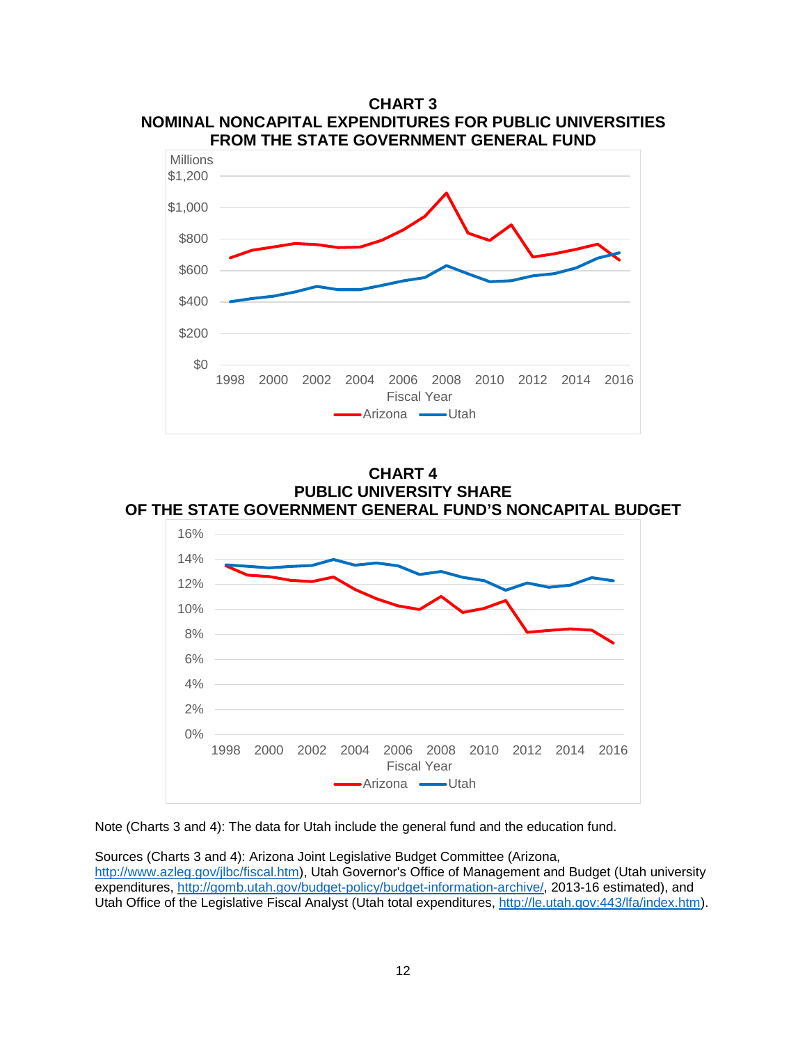**CHART 3**
**NOMINAL NONCAPITAL EXPENDITURES FOR PUBLIC UNIVERSITIES FROM THE STATE GOVERNMENT GENERAL FUND**

Millions
$1,200
$1,000
$800
$600
$400
$200
$0
1998 2000 2002 2004 2006 2008 2010 2012 2014 2016
Fiscal Year
Arizona Utah

**CHART 4**
**PUBLIC UNIVERSITY SHARE OF THE STATE GOVERNMENT GENERAL FUND'S NONCAPITAL BUDGET**

16%
14%
12%
10%
8%
6%
4%
2%
0%
1998 2000 2002 2004 2006 2008 2010 2012 2014 2016
Fiscal Year
Arizona Utah

Note (Charts 3 and 4): The data for Utah include the general fund and the education fund.

Sources (Charts 3 and 4): Arizona Joint Legislative Budget Committee (Arizona, http://www.azleg.gov/jlbc/fiscal.htm), Utah Governor's Office of Management and Budget (Utah university expenditures, http://gomb.utah.gov/budget-policy/budget-information-archive/, 2013-16 estimated), and Utah Office of the Legislative Fiscal Analyst (Utah total expenditures, http://le.utah.gov:443/lfa/index.htm).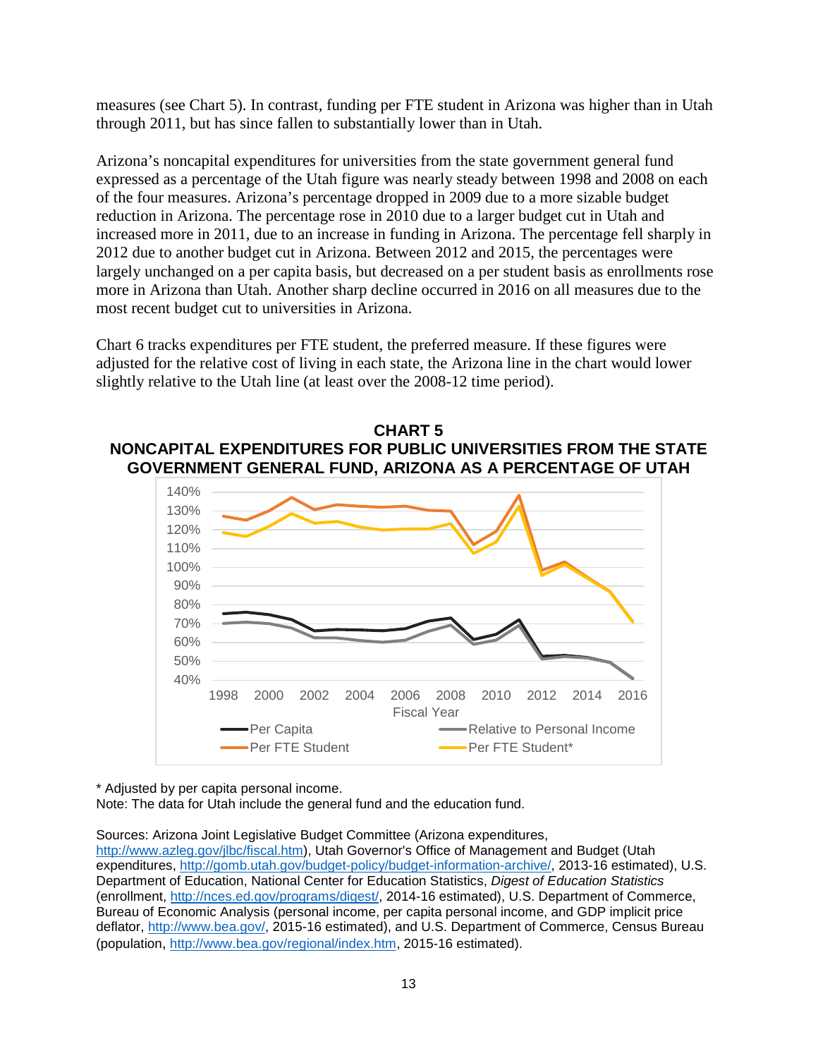measures (see Chart 5). In contrast, funding per FTE student in Arizona was higher than in Utah through 2011, but has since fallen to substantially lower than in Utah.

Arizona's noncapital expenditures for universities from the state government general fund expressed as a percentage of the Utah figure was nearly steady between 1998 and 2008 on each of the four measures. Arizona's percentage dropped in 2009 due to a more sizable budget reduction in Arizona. The percentage rose in 2010 due to a larger budget cut in Utah and increased more in 2011, due to an increase in funding in Arizona. The percentage fell sharply in 2012 due to another budget cut in Arizona. Between 2012 and 2015, the percentages were largely unchanged on a per capita basis, but decreased on a per student basis as enrollments rose more in Arizona than Utah. Another sharp decline occurred in 2016 on all measures due to the most recent budget cut to universities in Arizona.

Chart 6 tracks expenditures per FTE student, the preferred measure. If these figures were adjusted for the relative cost of living in each state, the Arizona line in the chart would lower slightly relative to the Utah line (at least over the 2008-12 time period).

**CHART 5**
**NONCAPITAL EXPENDITURES FOR PUBLIC UNIVERSITIES FROM THE STATE GOVERNMENT GENERAL FUND, ARIZONA AS A PERCENTAGE OF UTAH**

* Adjusted by per capita personal income.
Note: The data for Utah include the general fund and the education fund.

Sources: Arizona Joint Legislative Budget Committee (Arizona expenditures, http://www.azleg.gov/jlbc/fiscal.htm), Utah Governor's Office of Management and Budget (Utah expenditures, http://gomb.utah.gov/budget-policy/budget-information-archive/, 2013-16 estimated), U.S. Department of Education, National Center for Education Statistics, *Digest of Education Statistics* (enrollment, http://nces.ed.gov/programs/digest/, 2014-16 estimated), U.S. Department of Commerce, Bureau of Economic Analysis (personal income, per capita personal income, and GDP implicit price deflator, http://www.bea.gov/, 2015-16 estimated), and U.S. Department of Commerce, Census Bureau (population, http://www.bea.gov/regional/index.htm, 2015-16 estimated).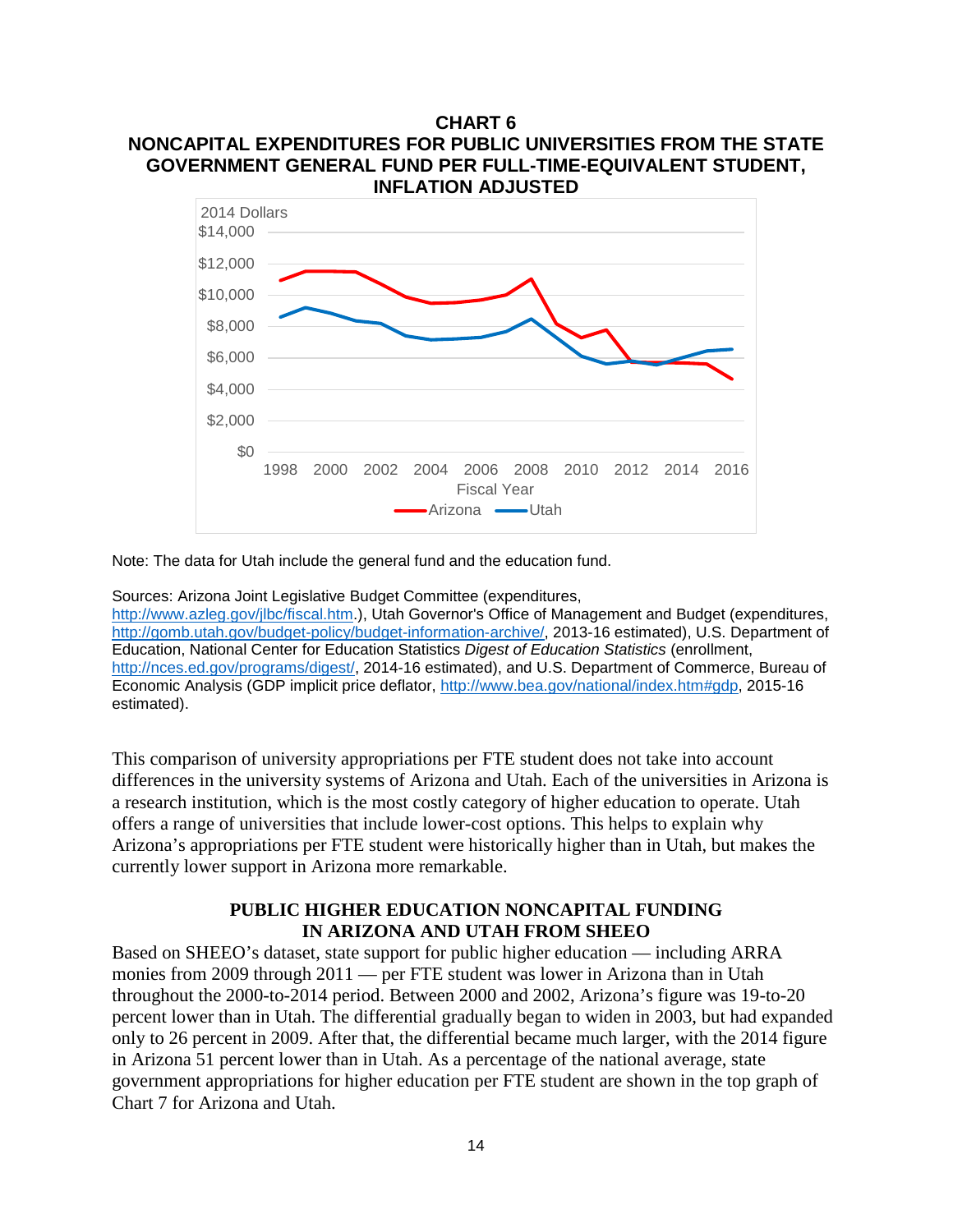**CHART 6**
**NONCAPITAL EXPENDITURES FOR PUBLIC UNIVERSITIES FROM THE STATE GOVERNMENT GENERAL FUND PER FULL-TIME-EQUIVALENT STUDENT, INFLATION ADJUSTED**

2014 Dollars
$14,000
$12,000
$10,000
$8,000
$6,000
$4,000
$2,000
$0
1998 2000 2002 2004 2006 2008 2010 2012 2014 2016
Fiscal Year
Arizona Utah

Note: The data for Utah include the general fund and the education fund.

Sources: Arizona Joint Legislative Budget Committee (expenditures, http://www.azleg.gov/jlbc/fiscal.htm.), Utah Governor's Office of Management and Budget (expenditures, http://gomb.utah.gov/budget-policy/budget-information-archive/, 2013-16 estimated), U.S. Department of Education, National Center for Education Statistics *Digest of Education Statistics* (enrollment, http://nces.ed.gov/programs/digest/, 2014-16 estimated), and U.S. Department of Commerce, Bureau of Economic Analysis (GDP implicit price deflator, http://www.bea.gov/national/index.htm#gdp, 2015-16 estimated).

This comparison of university appropriations per FTE student does not take into account differences in the university systems of Arizona and Utah. Each of the universities in Arizona is a research institution, which is the most costly category of higher education to operate. Utah offers a range of universities that include lower-cost options. This helps to explain why Arizona's appropriations per FTE student were historically higher than in Utah, but makes the currently lower support in Arizona more remarkable.

## PUBLIC HIGHER EDUCATION NONCAPITAL FUNDING IN ARIZONA AND UTAH FROM SHEEO

Based on SHEEO's dataset, state support for public higher education — including ARRA monies from 2009 through 2011 — per FTE student was lower in Arizona than in Utah throughout the 2000-to-2014 period. Between 2000 and 2002, Arizona's figure was 19-to-20 percent lower than in Utah. The differential gradually began to widen in 2003, but had expanded only to 26 percent in 2009. After that, the differential became much larger, with the 2014 figure in Arizona 51 percent lower than in Utah. As a percentage of the national average, state government appropriations for higher education per FTE student are shown in the top graph of Chart 7 for Arizona and Utah.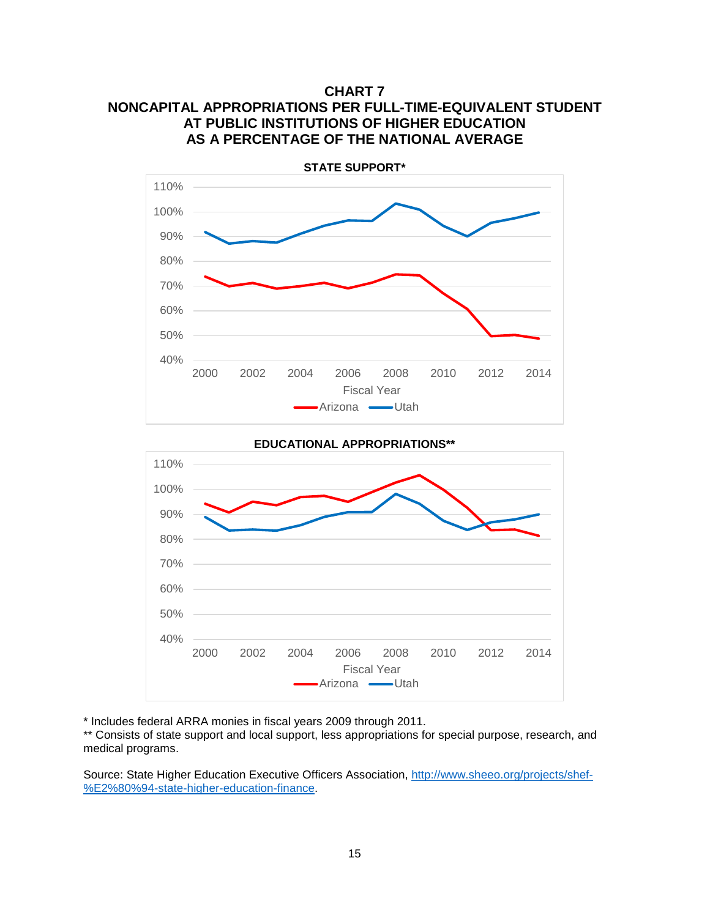# CHART 7
# NONCAPITAL APPROPRIATIONS PER FULL-TIME-EQUIVALENT STUDENT AT PUBLIC INSTITUTIONS OF HIGHER EDUCATION AS A PERCENTAGE OF THE NATIONAL AVERAGE

**STATE SUPPORT***

110%
100%
90%
80%
70%
60%
50%
40%

2000 2002 2004 2006 2008 2010 2012 2014

Fiscal Year

Arizona Utah

**EDUCATIONAL APPROPRIATIONS****

110%
100%
90%
80%
70%
60%
50%
40%

2000 2002 2004 2006 2008 2010 2012 2014

Fiscal Year

Arizona Utah

* Includes federal ARRA monies in fiscal years 2009 through 2011.

** Consists of state support and local support, less appropriations for special purpose, research, and medical programs.

Source: State Higher Education Executive Officers Association, http://www.sheeo.org/projects/shef-%E2%80%94-state-higher-education-finance.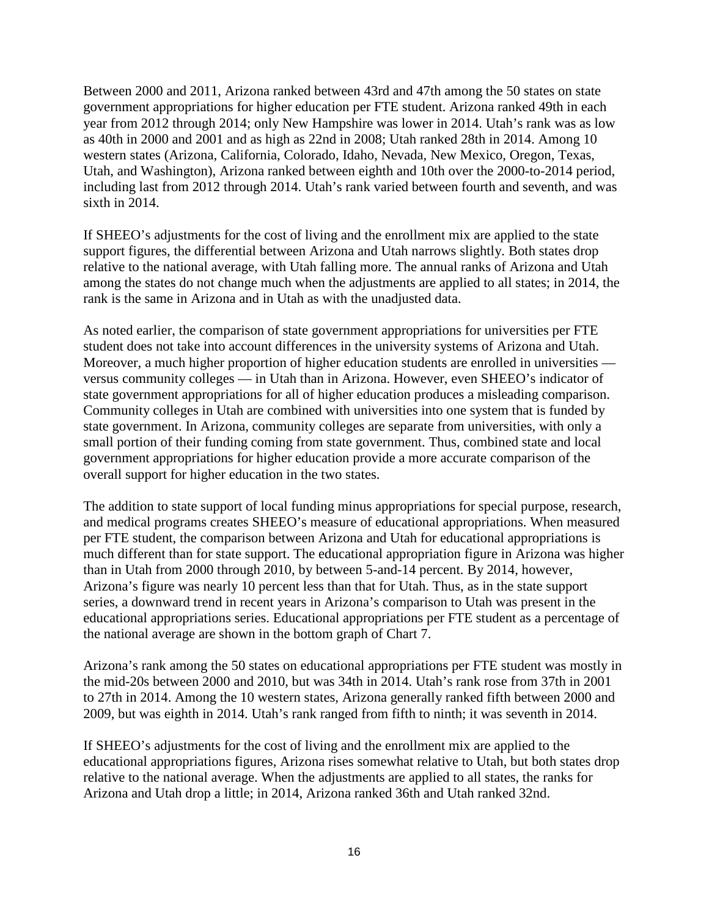Between 2000 and 2011, Arizona ranked between 43rd and 47th among the 50 states on state government appropriations for higher education per FTE student. Arizona ranked 49th in each year from 2012 through 2014; only New Hampshire was lower in 2014. Utah's rank was as low as 40th in 2000 and 2001 and as high as 22nd in 2008; Utah ranked 28th in 2014. Among 10 western states (Arizona, California, Colorado, Idaho, Nevada, New Mexico, Oregon, Texas, Utah, and Washington), Arizona ranked between eighth and 10th over the 2000-to-2014 period, including last from 2012 through 2014. Utah's rank varied between fourth and seventh, and was sixth in 2014.

If SHEEO's adjustments for the cost of living and the enrollment mix are applied to the state support figures, the differential between Arizona and Utah narrows slightly. Both states drop relative to the national average, with Utah falling more. The annual ranks of Arizona and Utah among the states do not change much when the adjustments are applied to all states; in 2014, the rank is the same in Arizona and in Utah as with the unadjusted data.

As noted earlier, the comparison of state government appropriations for universities per FTE student does not take into account differences in the university systems of Arizona and Utah. Moreover, a much higher proportion of higher education students are enrolled in universities — versus community colleges — in Utah than in Arizona. However, even SHEEO's indicator of state government appropriations for all of higher education produces a misleading comparison. Community colleges in Utah are combined with universities into one system that is funded by state government. In Arizona, community colleges are separate from universities, with only a small portion of their funding coming from state government. Thus, combined state and local government appropriations for higher education provide a more accurate comparison of the overall support for higher education in the two states.

The addition to state support of local funding minus appropriations for special purpose, research, and medical programs creates SHEEO's measure of educational appropriations. When measured per FTE student, the comparison between Arizona and Utah for educational appropriations is much different than for state support. The educational appropriation figure in Arizona was higher than in Utah from 2000 through 2010, by between 5-and-14 percent. By 2014, however, Arizona's figure was nearly 10 percent less than that for Utah. Thus, as in the state support series, a downward trend in recent years in Arizona's comparison to Utah was present in the educational appropriations series. Educational appropriations per FTE student as a percentage of the national average are shown in the bottom graph of Chart 7.

Arizona's rank among the 50 states on educational appropriations per FTE student was mostly in the mid-20s between 2000 and 2010, but was 34th in 2014. Utah's rank rose from 37th in 2001 to 27th in 2014. Among the 10 western states, Arizona generally ranked fifth between 2000 and 2009, but was eighth in 2014. Utah's rank ranged from fifth to ninth; it was seventh in 2014.

If SHEEO's adjustments for the cost of living and the enrollment mix are applied to the educational appropriations figures, Arizona rises somewhat relative to Utah, but both states drop relative to the national average. When the adjustments are applied to all states, the ranks for Arizona and Utah drop a little; in 2014, Arizona ranked 36th and Utah ranked 32nd.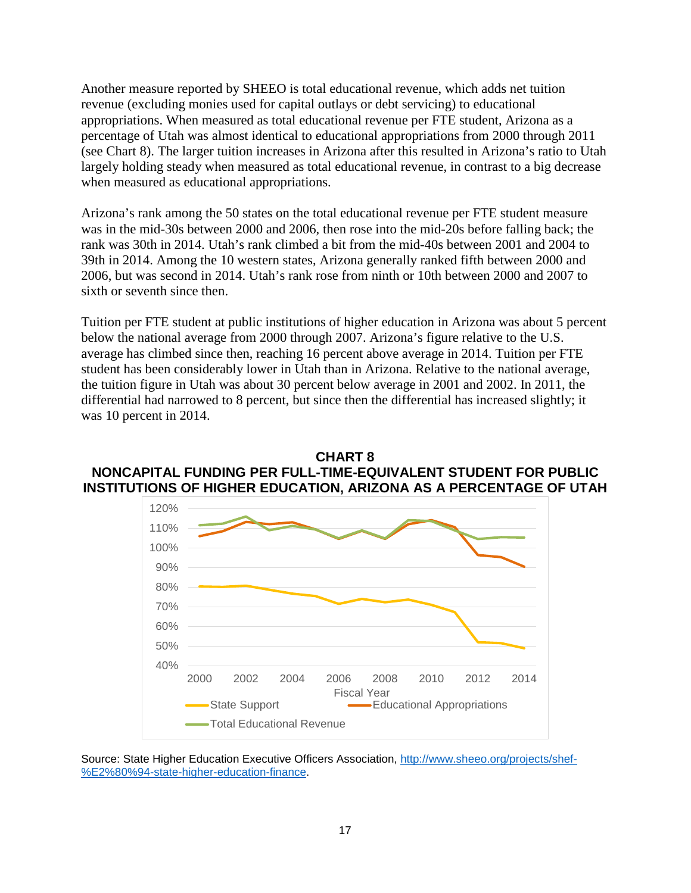Another measure reported by SHEEO is total educational revenue, which adds net tuition revenue (excluding monies used for capital outlays or debt servicing) to educational appropriations. When measured as total educational revenue per FTE student, Arizona as a percentage of Utah was almost identical to educational appropriations from 2000 through 2011 (see Chart 8). The larger tuition increases in Arizona after this resulted in Arizona's ratio to Utah largely holding steady when measured as total educational revenue, in contrast to a big decrease when measured as educational appropriations.

Arizona's rank among the 50 states on the total educational revenue per FTE student measure was in the mid-30s between 2000 and 2006, then rose into the mid-20s before falling back; the rank was 30th in 2014. Utah's rank climbed a bit from the mid-40s between 2001 and 2004 to 39th in 2014. Among the 10 western states, Arizona generally ranked fifth between 2000 and 2006, but was second in 2014. Utah's rank rose from ninth or 10th between 2000 and 2007 to sixth or seventh since then.

Tuition per FTE student at public institutions of higher education in Arizona was about 5 percent below the national average from 2000 through 2007. Arizona's figure relative to the U.S. average has climbed since then, reaching 16 percent above average in 2014. Tuition per FTE student has been considerably lower in Utah than in Arizona. Relative to the national average, the tuition figure in Utah was about 30 percent below average in 2001 and 2002. In 2011, the differential had narrowed to 8 percent, but since then the differential has increased slightly; it was 10 percent in 2014.

**CHART 8**
**NONCAPITAL FUNDING PER FULL-TIME-EQUIVALENT STUDENT FOR PUBLIC INSTITUTIONS OF HIGHER EDUCATION, ARIZONA AS A PERCENTAGE OF UTAH**

120%
110%
100%
90%
80%
70%
60%
50%
40%

2000 2002 2004 2006 2008 2010 2012 2014

Fiscal Year

State Support
Educational Appropriations
Total Educational Revenue

Source: State Higher Education Executive Officers Association, [http://www.sheeo.org/projects/shef-%E2%80%94-state-higher-education-finance](http://www.sheeo.org/projects/shef-%E2%80%94-state-higher-education-finance).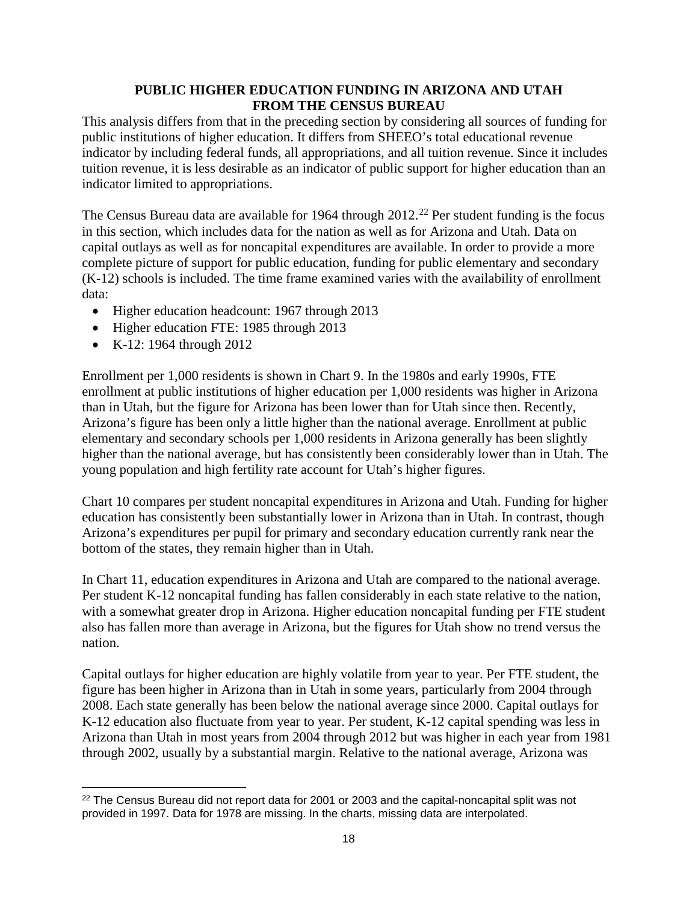## PUBLIC HIGHER EDUCATION FUNDING IN ARIZONA AND UTAH FROM THE CENSUS BUREAU

This analysis differs from that in the preceding section by considering all sources of funding for public institutions of higher education. It differs from SHEEO's total educational revenue indicator by including federal funds, all appropriations, and all tuition revenue. Since it includes tuition revenue, it is less desirable as an indicator of public support for higher education than an indicator limited to appropriations.

The Census Bureau data are available for 1964 through 2012.[22] Per student funding is the focus in this section, which includes data for the nation as well as for Arizona and Utah. Data on capital outlays as well as for noncapital expenditures are available. In order to provide a more complete picture of support for public education, funding for public elementary and secondary (K-12) schools is included. The time frame examined varies with the availability of enrollment data:

- Higher education headcount: 1967 through 2013
- Higher education FTE: 1985 through 2013
- K-12: 1964 through 2012

Enrollment per 1,000 residents is shown in Chart 9. In the 1980s and early 1990s, FTE enrollment at public institutions of higher education per 1,000 residents was higher in Arizona than in Utah, but the figure for Arizona has been lower than for Utah since then. Recently, Arizona's figure has been only a little higher than the national average. Enrollment at public elementary and secondary schools per 1,000 residents in Arizona generally has been slightly higher than the national average, but has consistently been considerably lower than in Utah. The young population and high fertility rate account for Utah's higher figures.

Chart 10 compares per student noncapital expenditures in Arizona and Utah. Funding for higher education has consistently been substantially lower in Arizona than in Utah. In contrast, though Arizona's expenditures per pupil for primary and secondary education currently rank near the bottom of the states, they remain higher than in Utah.

In Chart 11, education expenditures in Arizona and Utah are compared to the national average. Per student K-12 noncapital funding has fallen considerably in each state relative to the nation, with a somewhat greater drop in Arizona. Higher education noncapital funding per FTE student also has fallen more than average in Arizona, but the figures for Utah show no trend versus the nation.

Capital outlays for higher education are highly volatile from year to year. Per FTE student, the figure has been higher in Arizona than in Utah in some years, particularly from 2004 through 2008. Each state generally has been below the national average since 2000. Capital outlays for K-12 education also fluctuate from year to year. Per student, K-12 capital spending was less in Arizona than Utah in most years from 2004 through 2012 but was higher in each year from 1981 through 2002, usually by a substantial margin. Relative to the national average, Arizona was

[22] The Census Bureau did not report data for 2001 or 2003 and the capital-noncapital split was not provided in 1997. Data for 1978 are missing. In the charts, missing data are interpolated.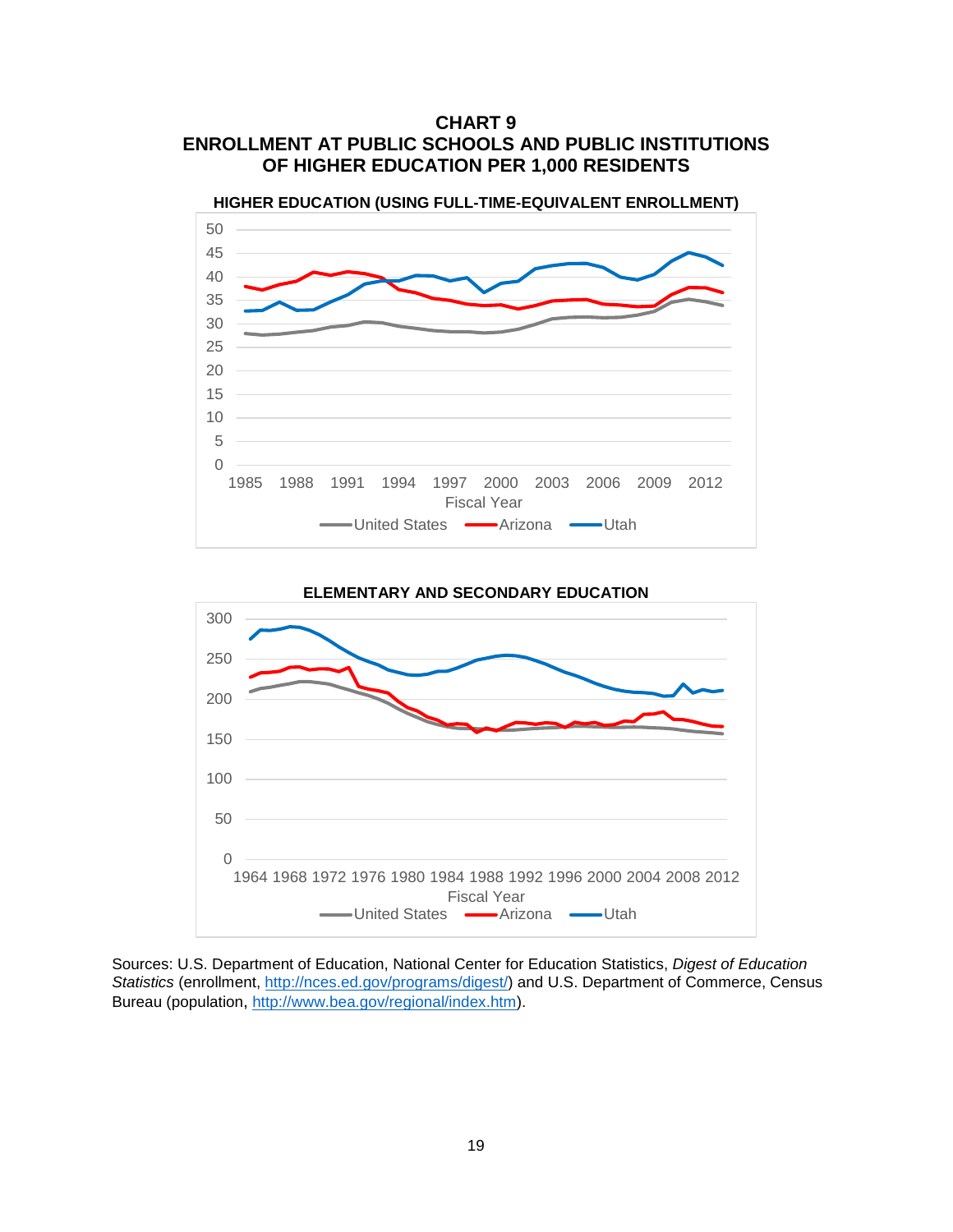# CHART 9
# ENROLLMENT AT PUBLIC SCHOOLS AND PUBLIC INSTITUTIONS OF HIGHER EDUCATION PER 1,000 RESIDENTS

**HIGHER EDUCATION (USING FULL-TIME-EQUIVALENT ENROLLMENT)**

50
45
40
35
30
25
20
15
10
5
0

1985 1988 1991 1994 1997 2000 2003 2006 2009 2012

Fiscal Year

United States Arizona Utah

**ELEMENTARY AND SECONDARY EDUCATION**

300
250
200
150
100
50
0

1964 1968 1972 1976 1980 1984 1988 1992 1996 2000 2004 2008 2012

Fiscal Year

United States Arizona Utah

Sources: U.S. Department of Education, National Center for Education Statistics, *Digest of Education Statistics* (enrollment, http://nces.ed.gov/programs/digest/) and U.S. Department of Commerce, Census Bureau (population, http://www.bea.gov/regional/index.htm).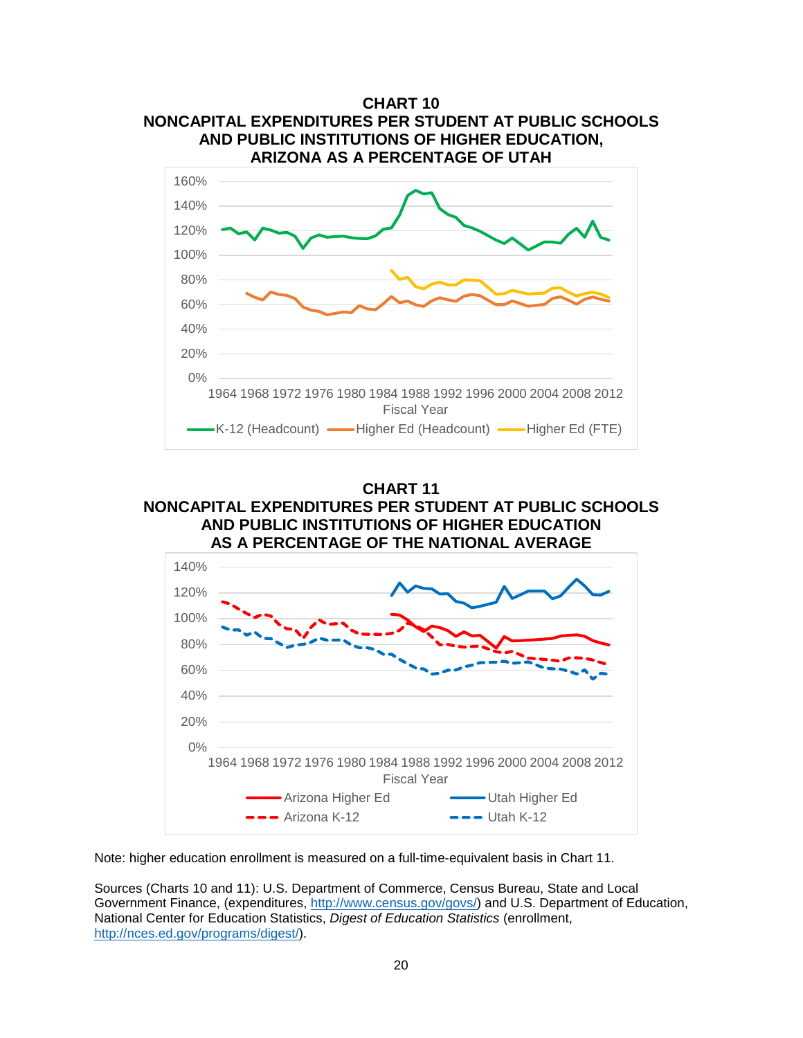**CHART 10**
**NONCAPITAL EXPENDITURES PER STUDENT AT PUBLIC SCHOOLS AND PUBLIC INSTITUTIONS OF HIGHER EDUCATION, ARIZONA AS A PERCENTAGE OF UTAH**

160%
140%
120%
100%
80%
60%
40%
20%
0%

1964 1968 1972 1976 1980 1984 1988 1992 1996 2000 2004 2008 2012

Fiscal Year

K-12 (Headcount) | Higher Ed (Headcount) | Higher Ed (FTE)

**CHART 11**
**NONCAPITAL EXPENDITURES PER STUDENT AT PUBLIC SCHOOLS AND PUBLIC INSTITUTIONS OF HIGHER EDUCATION AS A PERCENTAGE OF THE NATIONAL AVERAGE**

140%
120%
100%
80%
60%
40%
20%
0%

1964 1968 1972 1976 1980 1984 1988 1992 1996 2000 2004 2008 2012

Fiscal Year

Arizona Higher Ed | Utah Higher Ed
Arizona K-12 | Utah K-12

Note: higher education enrollment is measured on a full-time-equivalent basis in Chart 11.

Sources (Charts 10 and 11): U.S. Department of Commerce, Census Bureau, State and Local Government Finance, (expenditures, http://www.census.gov/govs/) and U.S. Department of Education, National Center for Education Statistics, *Digest of Education Statistics* (enrollment, http://nces.ed.gov/programs/digest/).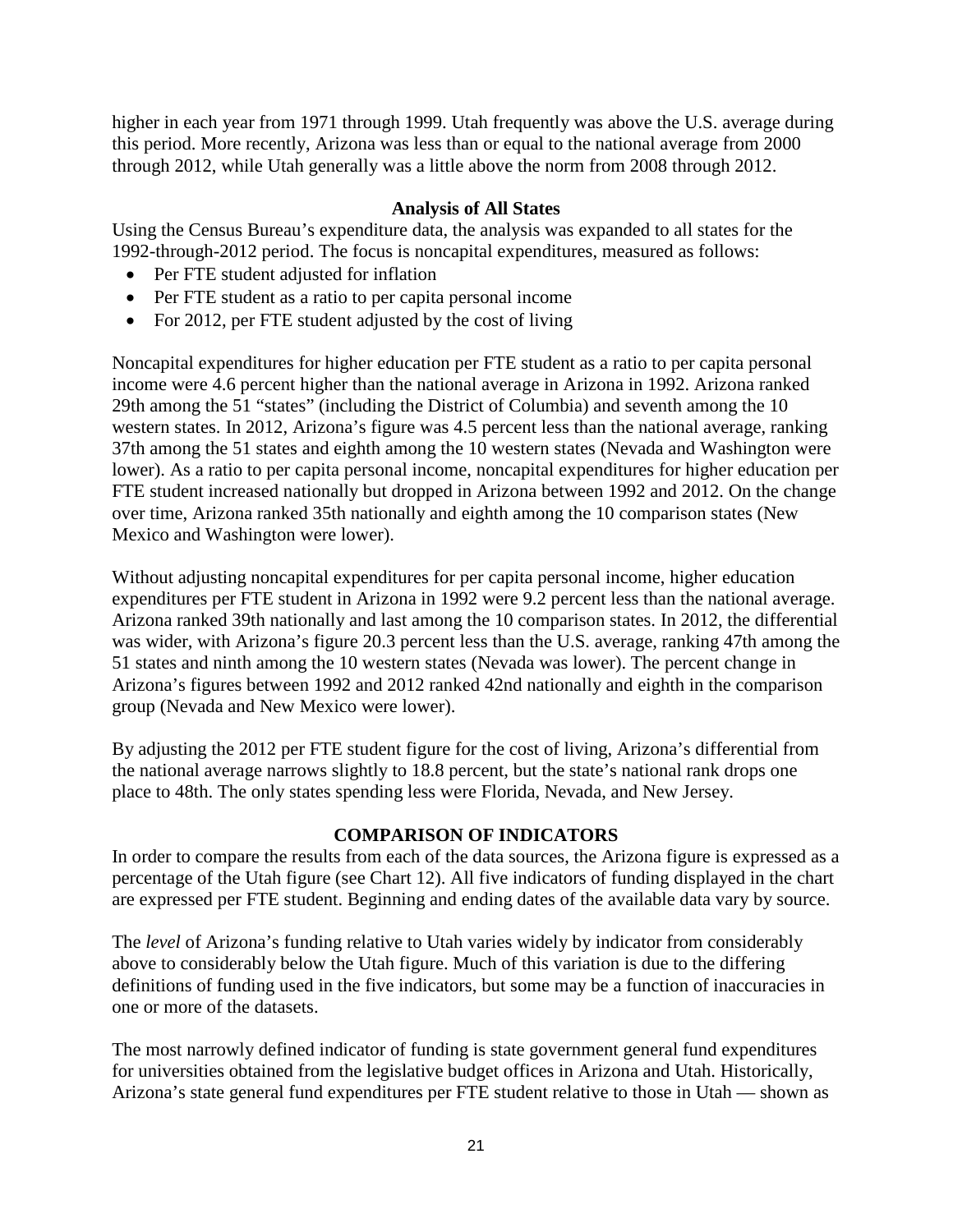higher in each year from 1971 through 1999. Utah frequently was above the U.S. average during this period. More recently, Arizona was less than or equal to the national average from 2000 through 2012, while Utah generally was a little above the norm from 2008 through 2012.

### Analysis of All States

Using the Census Bureau's expenditure data, the analysis was expanded to all states for the 1992-through-2012 period. The focus is noncapital expenditures, measured as follows:

- Per FTE student adjusted for inflation
- Per FTE student as a ratio to per capita personal income
- For 2012, per FTE student adjusted by the cost of living

Noncapital expenditures for higher education per FTE student as a ratio to per capita personal income were 4.6 percent higher than the national average in Arizona in 1992. Arizona ranked 29th among the 51 "states" (including the District of Columbia) and seventh among the 10 western states. In 2012, Arizona's figure was 4.5 percent less than the national average, ranking 37th among the 51 states and eighth among the 10 western states (Nevada and Washington were lower). As a ratio to per capita personal income, noncapital expenditures for higher education per FTE student increased nationally but dropped in Arizona between 1992 and 2012. On the change over time, Arizona ranked 35th nationally and eighth among the 10 comparison states (New Mexico and Washington were lower).

Without adjusting noncapital expenditures for per capita personal income, higher education expenditures per FTE student in Arizona in 1992 were 9.2 percent less than the national average. Arizona ranked 39th nationally and last among the 10 comparison states. In 2012, the differential was wider, with Arizona's figure 20.3 percent less than the U.S. average, ranking 47th among the 51 states and ninth among the 10 western states (Nevada was lower). The percent change in Arizona's figures between 1992 and 2012 ranked 42nd nationally and eighth in the comparison group (Nevada and New Mexico were lower).

By adjusting the 2012 per FTE student figure for the cost of living, Arizona's differential from the national average narrows slightly to 18.8 percent, but the state's national rank drops one place to 48th. The only states spending less were Florida, Nevada, and New Jersey.

## COMPARISON OF INDICATORS

In order to compare the results from each of the data sources, the Arizona figure is expressed as a percentage of the Utah figure (see Chart 12). All five indicators of funding displayed in the chart are expressed per FTE student. Beginning and ending dates of the available data vary by source.

The *level* of Arizona's funding relative to Utah varies widely by indicator from considerably above to considerably below the Utah figure. Much of this variation is due to the differing definitions of funding used in the five indicators, but some may be a function of inaccuracies in one or more of the datasets.

The most narrowly defined indicator of funding is state government general fund expenditures for universities obtained from the legislative budget offices in Arizona and Utah. Historically, Arizona's state general fund expenditures per FTE student relative to those in Utah — shown as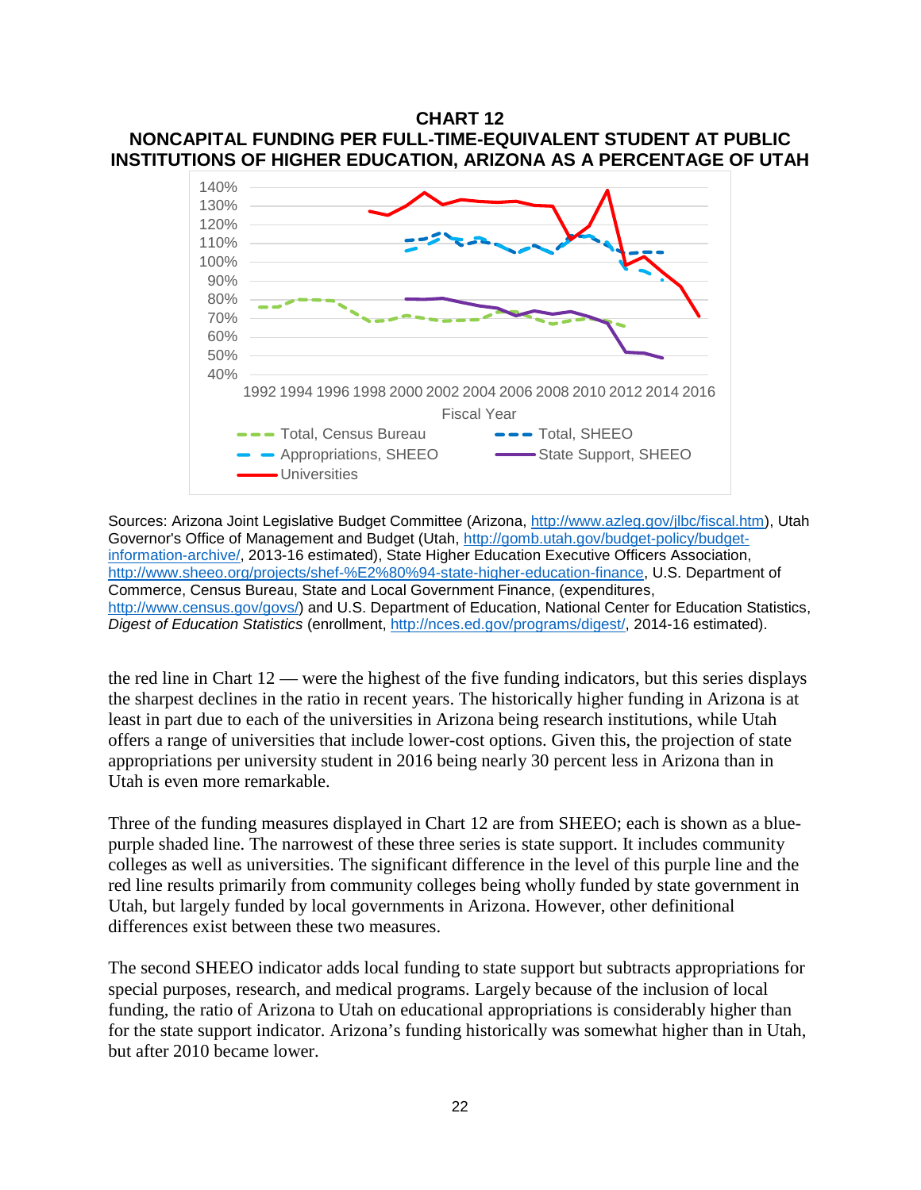**CHART 12**
**NONCAPITAL FUNDING PER FULL-TIME-EQUIVALENT STUDENT AT PUBLIC INSTITUTIONS OF HIGHER EDUCATION, ARIZONA AS A PERCENTAGE OF UTAH**

140%
130%
120%
110%
100%
90%
80%
70%
60%
50%
40%

1992 1994 1996 1998 2000 2002 2004 2006 2008 2010 2012 2014 2016

Fiscal Year

Total, Census Bureau
Total, SHEEO
Appropriations, SHEEO
State Support, SHEEO
Universities

Sources: Arizona Joint Legislative Budget Committee (Arizona, http://www.azleg.gov/jlbc/fiscal.htm), Utah Governor's Office of Management and Budget (Utah, http://gomb.utah.gov/budget-policy/budget-information-archive/, 2013-16 estimated), State Higher Education Executive Officers Association, http://www.sheeo.org/projects/shef-%E2%80%94-state-higher-education-finance, U.S. Department of Commerce, Census Bureau, State and Local Government Finance, (expenditures, http://www.census.gov/govs/) and U.S. Department of Education, National Center for Education Statistics, *Digest of Education Statistics* (enrollment, http://nces.ed.gov/programs/digest/, 2014-16 estimated).

the red line in Chart 12 — were the highest of the five funding indicators, but this series displays the sharpest declines in the ratio in recent years. The historically higher funding in Arizona is at least in part due to each of the universities in Arizona being research institutions, while Utah offers a range of universities that include lower-cost options. Given this, the projection of state appropriations per university student in 2016 being nearly 30 percent less in Arizona than in Utah is even more remarkable.

Three of the funding measures displayed in Chart 12 are from SHEEO; each is shown as a blue-purple shaded line. The narrowest of these three series is state support. It includes community colleges as well as universities. The significant difference in the level of this purple line and the red line results primarily from community colleges being wholly funded by state government in Utah, but largely funded by local governments in Arizona. However, other definitional differences exist between these two measures.

The second SHEEO indicator adds local funding to state support but subtracts appropriations for special purposes, research, and medical programs. Largely because of the inclusion of local funding, the ratio of Arizona to Utah on educational appropriations is considerably higher than for the state support indicator. Arizona's funding historically was somewhat higher than in Utah, but after 2010 became lower.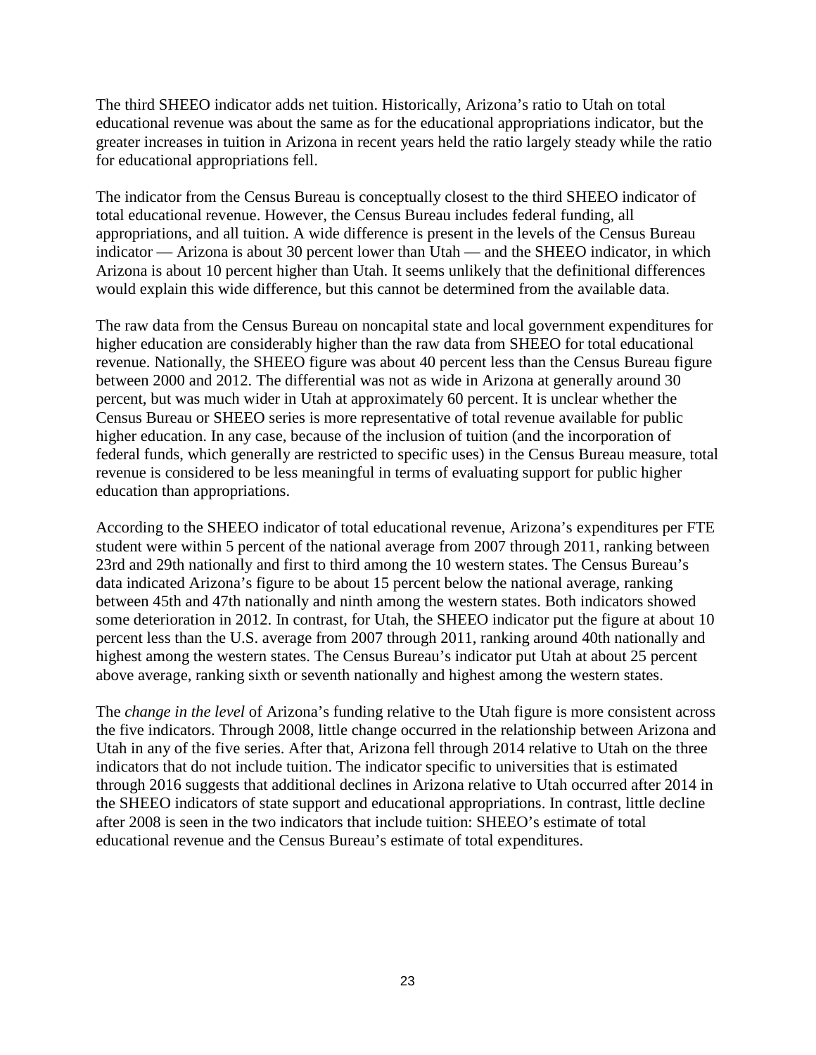The third SHEEO indicator adds net tuition. Historically, Arizona's ratio to Utah on total educational revenue was about the same as for the educational appropriations indicator, but the greater increases in tuition in Arizona in recent years held the ratio largely steady while the ratio for educational appropriations fell.

The indicator from the Census Bureau is conceptually closest to the third SHEEO indicator of total educational revenue. However, the Census Bureau includes federal funding, all appropriations, and all tuition. A wide difference is present in the levels of the Census Bureau indicator — Arizona is about 30 percent lower than Utah — and the SHEEO indicator, in which Arizona is about 10 percent higher than Utah. It seems unlikely that the definitional differences would explain this wide difference, but this cannot be determined from the available data.

The raw data from the Census Bureau on noncapital state and local government expenditures for higher education are considerably higher than the raw data from SHEEO for total educational revenue. Nationally, the SHEEO figure was about 40 percent less than the Census Bureau figure between 2000 and 2012. The differential was not as wide in Arizona at generally around 30 percent, but was much wider in Utah at approximately 60 percent. It is unclear whether the Census Bureau or SHEEO series is more representative of total revenue available for public higher education. In any case, because of the inclusion of tuition (and the incorporation of federal funds, which generally are restricted to specific uses) in the Census Bureau measure, total revenue is considered to be less meaningful in terms of evaluating support for public higher education than appropriations.

According to the SHEEO indicator of total educational revenue, Arizona's expenditures per FTE student were within 5 percent of the national average from 2007 through 2011, ranking between 23rd and 29th nationally and first to third among the 10 western states. The Census Bureau's data indicated Arizona's figure to be about 15 percent below the national average, ranking between 45th and 47th nationally and ninth among the western states. Both indicators showed some deterioration in 2012. In contrast, for Utah, the SHEEO indicator put the figure at about 10 percent less than the U.S. average from 2007 through 2011, ranking around 40th nationally and highest among the western states. The Census Bureau's indicator put Utah at about 25 percent above average, ranking sixth or seventh nationally and highest among the western states.

The *change in the level* of Arizona's funding relative to the Utah figure is more consistent across the five indicators. Through 2008, little change occurred in the relationship between Arizona and Utah in any of the five series. After that, Arizona fell through 2014 relative to Utah on the three indicators that do not include tuition. The indicator specific to universities that is estimated through 2016 suggests that additional declines in Arizona relative to Utah occurred after 2014 in the SHEEO indicators of state support and educational appropriations. In contrast, little decline after 2008 is seen in the two indicators that include tuition: SHEEO's estimate of total educational revenue and the Census Bureau's estimate of total expenditures.